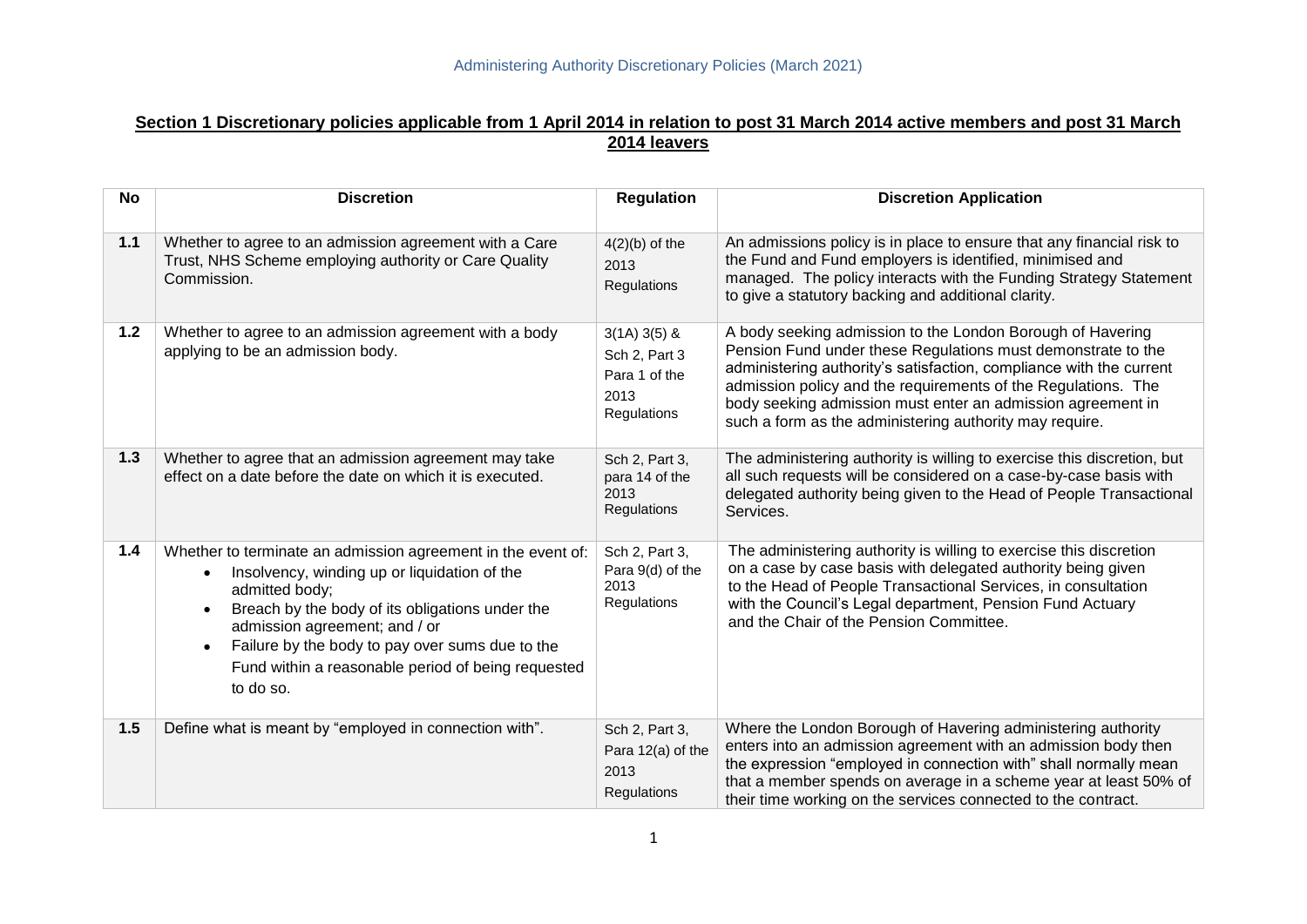## Section 1 Discretionary policies applicable from 1 April 2014 in relation to post 31 March 2014 active members and post 31 March 2014 leavers

| No | Discretion | Regulation | Discretion Application |
|---|---|---|---|
| 1.1 | Whether to agree to an admission agreement with a Care Trust, NHS Scheme employing authority or Care Quality Commission. | 4(2)(b) of the 2013 Regulations | An admissions policy is in place to ensure that any financial risk to the Fund and Fund employers is identified, minimised and managed. The policy interacts with the Funding Strategy Statement to give a statutory backing and additional clarity. |
| 1.2 | Whether to agree to an admission agreement with a body applying to be an admission body. | 3(1A) 3(5) & Sch 2, Part 3 Para 1 of the 2013 Regulations | A body seeking admission to the London Borough of Havering Pension Fund under these Regulations must demonstrate to the administering authority's satisfaction, compliance with the current admission policy and the requirements of the Regulations. The body seeking admission must enter an admission agreement in such a form as the administering authority may require. |
| 1.3 | Whether to agree that an admission agreement may take effect on a date before the date on which it is executed. | Sch 2, Part 3, para 14 of the 2013 Regulations | The administering authority is willing to exercise this discretion, but all such requests will be considered on a case-by-case basis with delegated authority being given to the Head of People Transactional Services. |
| 1.4 | Whether to terminate an admission agreement in the event of:<br>• Insolvency, winding up or liquidation of the admitted body;<br>• Breach by the body of its obligations under the admission agreement; and / or<br>• Failure by the body to pay over sums due to the Fund within a reasonable period of being requested to do so. | Sch 2, Part 3, Para 9(d) of the 2013 Regulations | The administering authority is willing to exercise this discretion on a case by case basis with delegated authority being given to the Head of People Transactional Services, in consultation with the Council's Legal department, Pension Fund Actuary and the Chair of the Pension Committee. |
| 1.5 | Define what is meant by "employed in connection with". | Sch 2, Part 3, Para 12(a) of the 2013 Regulations | Where the London Borough of Havering administering authority enters into an admission agreement with an admission body then the expression "employed in connection with" shall normally mean that a member spends on average in a scheme year at least 50% of their time working on the services connected to the contract. |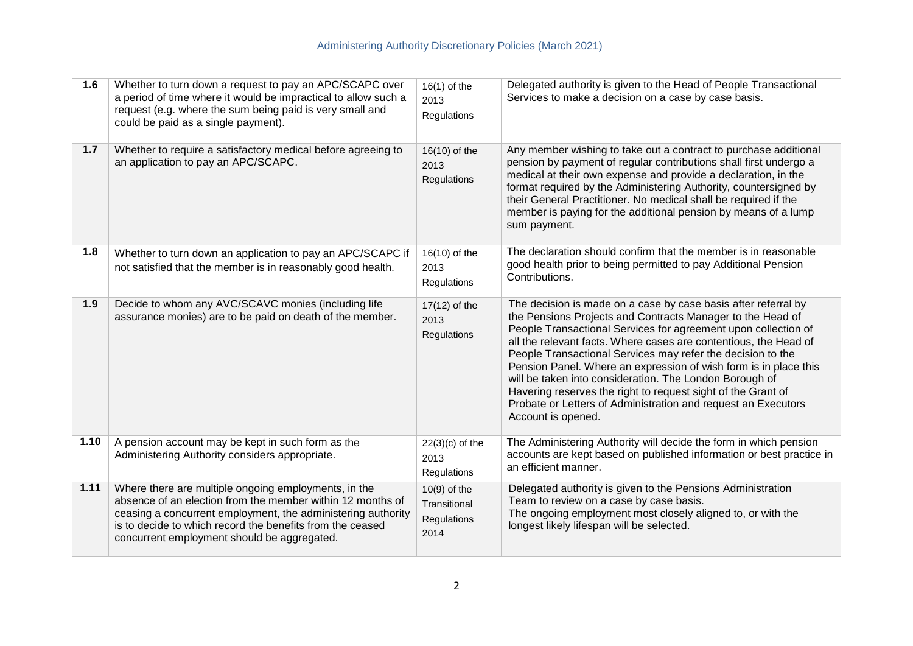| 1.6 | Whether to turn down a request to pay an APC/SCAPC over a period of time where it would be impractical to allow such a request (e.g. where the sum being paid is very small and could be paid as a single payment). | 16(1) of the 2013 Regulations | Delegated authority is given to the Head of People Transactional Services to make a decision on a case by case basis. |
|---|---|---|---|
| 1.7 | Whether to require a satisfactory medical before agreeing to an application to pay an APC/SCAPC. | 16(10) of the 2013 Regulations | Any member wishing to take out a contract to purchase additional pension by payment of regular contributions shall first undergo a medical at their own expense and provide a declaration, in the format required by the Administering Authority, countersigned by their General Practitioner. No medical shall be required if the member is paying for the additional pension by means of a lump sum payment. |
| 1.8 | Whether to turn down an application to pay an APC/SCAPC if not satisfied that the member is in reasonably good health. | 16(10) of the 2013 Regulations | The declaration should confirm that the member is in reasonable good health prior to being permitted to pay Additional Pension Contributions. |
| 1.9 | Decide to whom any AVC/SCAVC monies (including life assurance monies) are to be paid on death of the member. | 17(12) of the 2013 Regulations | The decision is made on a case by case basis after referral by the Pensions Projects and Contracts Manager to the Head of People Transactional Services for agreement upon collection of all the relevant facts. Where cases are contentious, the Head of People Transactional Services may refer the decision to the Pension Panel. Where an expression of wish form is in place this will be taken into consideration. The London Borough of Havering reserves the right to request sight of the Grant of Probate or Letters of Administration and request an Executors Account is opened. |
| 1.10 | A pension account may be kept in such form as the Administering Authority considers appropriate. | 22(3)(c) of the 2013 Regulations | The Administering Authority will decide the form in which pension accounts are kept based on published information or best practice in an efficient manner. |
| 1.11 | Where there are multiple ongoing employments, in the absence of an election from the member within 12 months of ceasing a concurrent employment, the administering authority is to decide to which record the benefits from the ceased concurrent employment should be aggregated. | 10(9) of the Transitional Regulations 2014 | Delegated authority is given to the Pensions Administration Team to review on a case by case basis. The ongoing employment most closely aligned to, or with the longest likely lifespan will be selected. |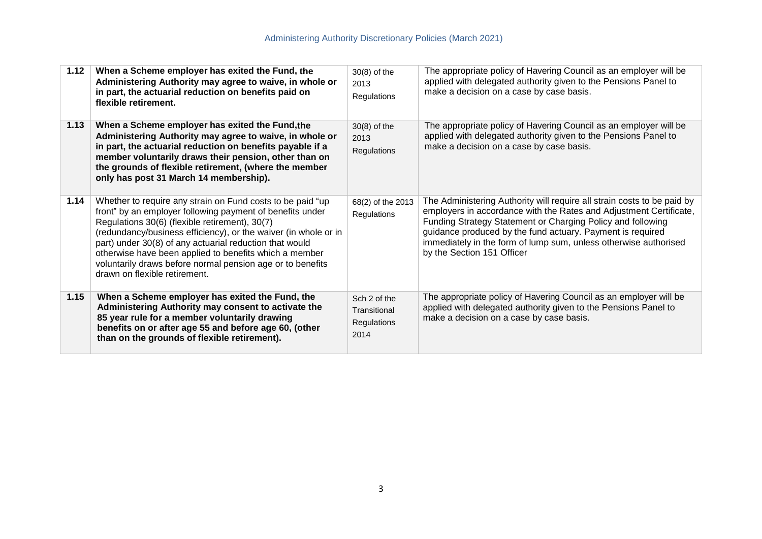| | | | |
|---|---|---|---|
| **1.12** | **When a Scheme employer has exited the Fund, the Administering Authority may agree to waive, in whole or in part, the actuarial reduction on benefits paid on flexible retirement.** | 30(8) of the 2013 Regulations | The appropriate policy of Havering Council as an employer will be applied with delegated authority given to the Pensions Panel to make a decision on a case by case basis. |
| **1.13** | **When a Scheme employer has exited the Fund,the Administering Authority may agree to waive, in whole or in part, the actuarial reduction on benefits payable if a member voluntarily draws their pension, other than on the grounds of flexible retirement, (where the member only has post 31 March 14 membership).** | 30(8) of the 2013 Regulations | The appropriate policy of Havering Council as an employer will be applied with delegated authority given to the Pensions Panel to make a decision on a case by case basis. |
| **1.14** | Whether to require any strain on Fund costs to be paid "up front" by an employer following payment of benefits under Regulations 30(6) (flexible retirement), 30(7) (redundancy/business efficiency), or the waiver (in whole or in part) under 30(8) of any actuarial reduction that would otherwise have been applied to benefits which a member voluntarily draws before normal pension age or to benefits drawn on flexible retirement. | 68(2) of the 2013 Regulations | The Administering Authority will require all strain costs to be paid by employers in accordance with the Rates and Adjustment Certificate, Funding Strategy Statement or Charging Policy and following guidance produced by the fund actuary. Payment is required immediately in the form of lump sum, unless otherwise authorised by the Section 151 Officer |
| **1.15** | **When a Scheme employer has exited the Fund, the Administering Authority may consent to activate the 85 year rule for a member voluntarily drawing benefits on or after age 55 and before age 60, (other than on the grounds of flexible retirement).** | Sch 2 of the Transitional Regulations 2014 | The appropriate policy of Havering Council as an employer will be applied with delegated authority given to the Pensions Panel to make a decision on a case by case basis. |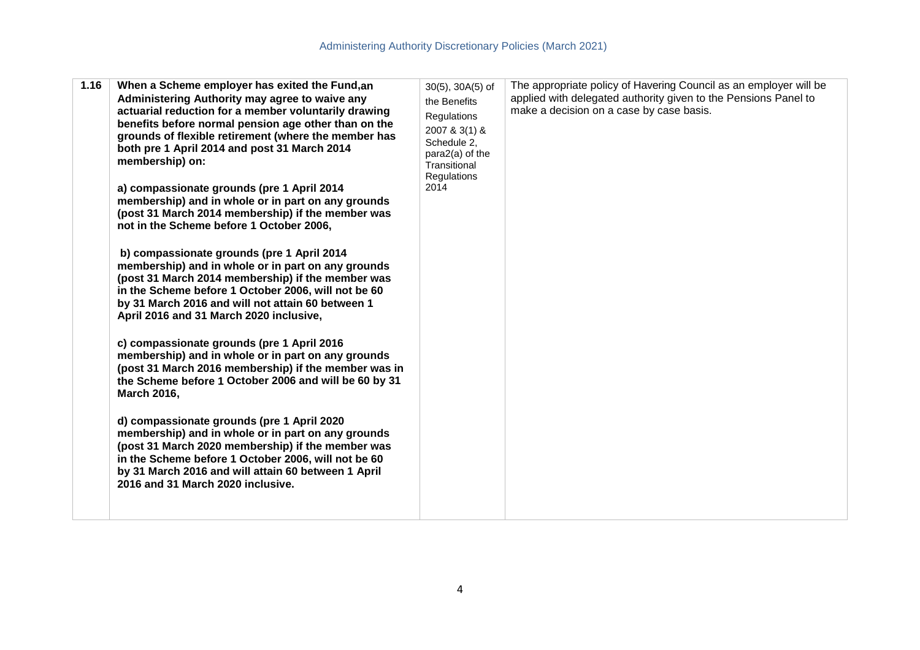| 1.16 | **When a Scheme employer has exited the Fund,an Administering Authority may agree to waive any actuarial reduction for a member voluntarily drawing benefits before normal pension age other than on the grounds of flexible retirement (where the member has both pre 1 April 2014 and post 31 March 2014 membership) on:**<br><br>**a) compassionate grounds (pre 1 April 2014 membership) and in whole or in part on any grounds (post 31 March 2014 membership) if the member was not in the Scheme before 1 October 2006,**<br><br>**b) compassionate grounds (pre 1 April 2014 membership) and in whole or in part on any grounds (post 31 March 2014 membership) if the member was in the Scheme before 1 October 2006, will not be 60 by 31 March 2016 and will not attain 60 between 1 April 2016 and 31 March 2020 inclusive,**<br><br>**c) compassionate grounds (pre 1 April 2016 membership) and in whole or in part on any grounds (post 31 March 2016 membership) if the member was in the Scheme before 1 October 2006 and will be 60 by 31 March 2016,**<br><br>**d) compassionate grounds (pre 1 April 2020 membership) and in whole or in part on any grounds (post 31 March 2020 membership) if the member was in the Scheme before 1 October 2006, will not be 60 by 31 March 2016 and will attain 60 between 1 April 2016 and 31 March 2020 inclusive.** | 30(5), 30A(5) of the Benefits Regulations 2007 & 3(1) & Schedule 2, para2(a) of the Transitional Regulations 2014 | The appropriate policy of Havering Council as an employer will be applied with delegated authority given to the Pensions Panel to make a decision on a case by case basis. |
|---|---|---|---|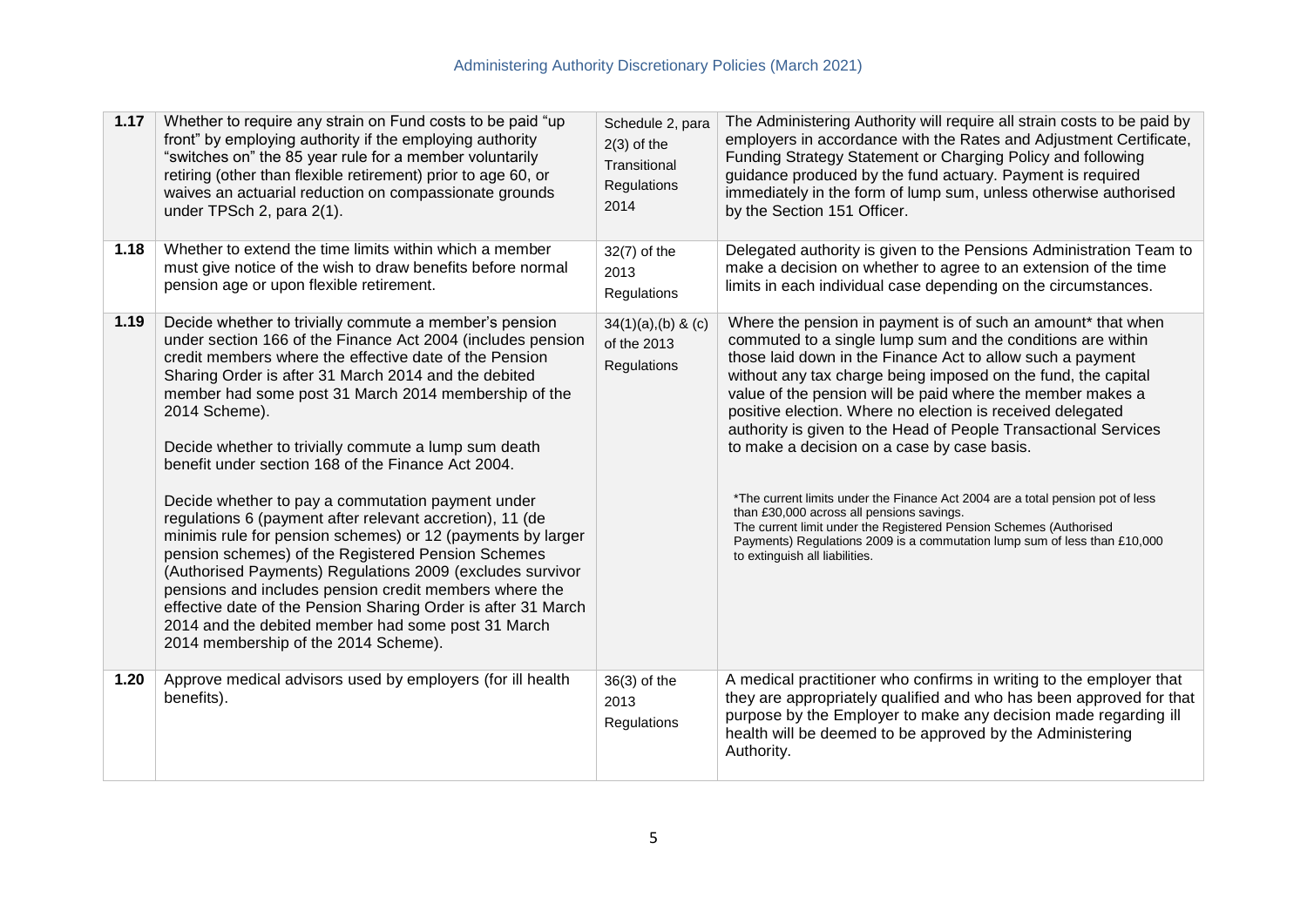| 1.17 | Whether to require any strain on Fund costs to be paid "up front" by employing authority if the employing authority "switches on" the 85 year rule for a member voluntarily retiring (other than flexible retirement) prior to age 60, or waives an actuarial reduction on compassionate grounds under TPSch 2, para 2(1). | Schedule 2, para 2(3) of the Transitional Regulations 2014 | The Administering Authority will require all strain costs to be paid by employers in accordance with the Rates and Adjustment Certificate, Funding Strategy Statement or Charging Policy and following guidance produced by the fund actuary. Payment is required immediately in the form of lump sum, unless otherwise authorised by the Section 151 Officer. |
|---|---|---|---|
| 1.18 | Whether to extend the time limits within which a member must give notice of the wish to draw benefits before normal pension age or upon flexible retirement. | 32(7) of the 2013 Regulations | Delegated authority is given to the Pensions Administration Team to make a decision on whether to agree to an extension of the time limits in each individual case depending on the circumstances. |
| 1.19 | Decide whether to trivially commute a member's pension under section 166 of the Finance Act 2004 (includes pension credit members where the effective date of the Pension Sharing Order is after 31 March 2014 and the debited member had some post 31 March 2014 membership of the 2014 Scheme).<br><br>Decide whether to trivially commute a lump sum death benefit under section 168 of the Finance Act 2004.<br><br>Decide whether to pay a commutation payment under regulations 6 (payment after relevant accretion), 11 (de minimis rule for pension schemes) or 12 (payments by larger pension schemes) of the Registered Pension Schemes (Authorised Payments) Regulations 2009 (excludes survivor pensions and includes pension credit members where the effective date of the Pension Sharing Order is after 31 March 2014 and the debited member had some post 31 March 2014 membership of the 2014 Scheme). | 34(1)(a),(b) & (c) of the 2013 Regulations | Where the pension in payment is of such an amount* that when commuted to a single lump sum and the conditions are within those laid down in the Finance Act to allow such a payment without any tax charge being imposed on the fund, the capital value of the pension will be paid where the member makes a positive election. Where no election is received delegated authority is given to the Head of People Transactional Services to make a decision on a case by case basis.<br><br>*The current limits under the Finance Act 2004 are a total pension pot of less than £30,000 across all pensions savings.<br>The current limit under the Registered Pension Schemes (Authorised Payments) Regulations 2009 is a commutation lump sum of less than £10,000 to extinguish all liabilities. |
| 1.20 | Approve medical advisors used by employers (for ill health benefits). | 36(3) of the 2013 Regulations | A medical practitioner who confirms in writing to the employer that they are appropriately qualified and who has been approved for that purpose by the Employer to make any decision made regarding ill health will be deemed to be approved by the Administering Authority. |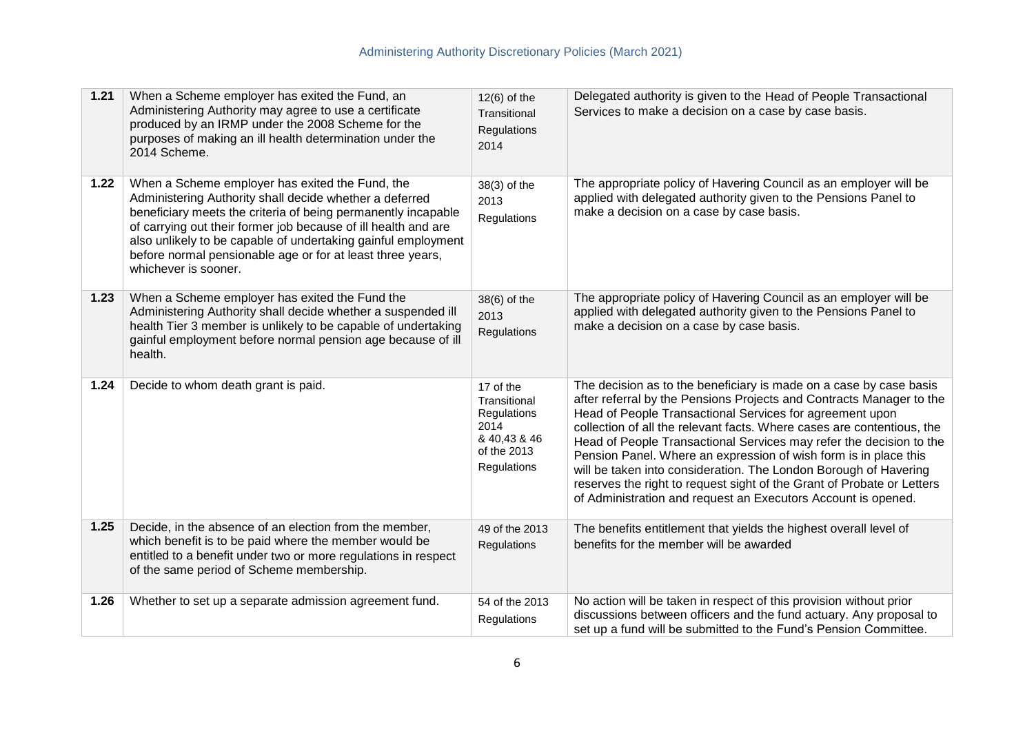| | | | |
|---|---|---|---|
| **1.21** | When a Scheme employer has exited the Fund, an Administering Authority may agree to use a certificate produced by an IRMP under the 2008 Scheme for the purposes of making an ill health determination under the 2014 Scheme. | 12(6) of the Transitional Regulations 2014 | Delegated authority is given to the Head of People Transactional Services to make a decision on a case by case basis. |
| **1.22** | When a Scheme employer has exited the Fund, the Administering Authority shall decide whether a deferred beneficiary meets the criteria of being permanently incapable of carrying out their former job because of ill health and are also unlikely to be capable of undertaking gainful employment before normal pensionable age or for at least three years, whichever is sooner. | 38(3) of the 2013 Regulations | The appropriate policy of Havering Council as an employer will be applied with delegated authority given to the Pensions Panel to make a decision on a case by case basis. |
| **1.23** | When a Scheme employer has exited the Fund the Administering Authority shall decide whether a suspended ill health Tier 3 member is unlikely to be capable of undertaking gainful employment before normal pension age because of ill health. | 38(6) of the 2013 Regulations | The appropriate policy of Havering Council as an employer will be applied with delegated authority given to the Pensions Panel to make a decision on a case by case basis. |
| **1.24** | Decide to whom death grant is paid. | 17 of the Transitional Regulations 2014 & 40,43 & 46 of the 2013 Regulations | The decision as to the beneficiary is made on a case by case basis after referral by the Pensions Projects and Contracts Manager to the Head of People Transactional Services for agreement upon collection of all the relevant facts. Where cases are contentious, the Head of People Transactional Services may refer the decision to the Pension Panel. Where an expression of wish form is in place this will be taken into consideration. The London Borough of Havering reserves the right to request sight of the Grant of Probate or Letters of Administration and request an Executors Account is opened. |
| **1.25** | Decide, in the absence of an election from the member, which benefit is to be paid where the member would be entitled to a benefit under two or more regulations in respect of the same period of Scheme membership. | 49 of the 2013 Regulations | The benefits entitlement that yields the highest overall level of benefits for the member will be awarded |
| **1.26** | Whether to set up a separate admission agreement fund. | 54 of the 2013 Regulations | No action will be taken in respect of this provision without prior discussions between officers and the fund actuary. Any proposal to set up a fund will be submitted to the Fund's Pension Committee. |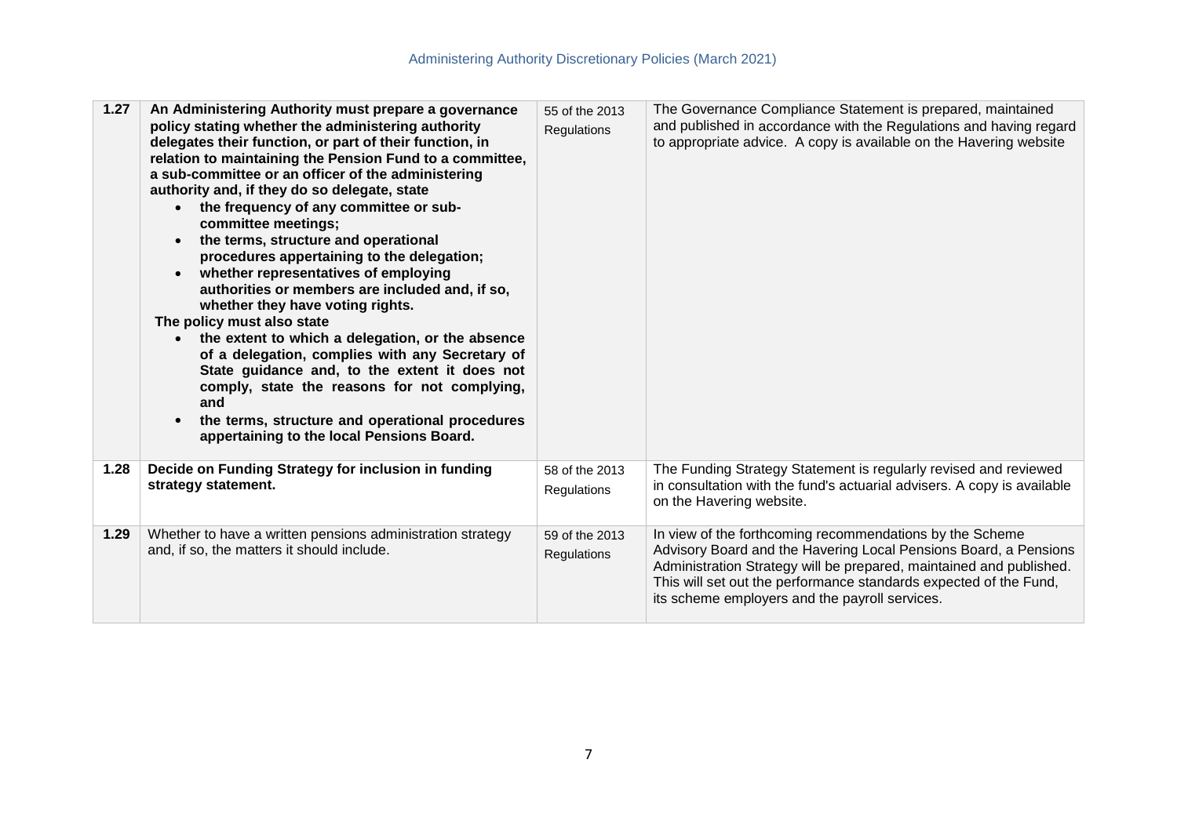| | | | |
|---|---|---|---|
| **1.27** | **An Administering Authority must prepare a governance policy stating whether the administering authority delegates their function, or part of their function, in relation to maintaining the Pension Fund to a committee, a sub-committee or an officer of the administering authority and, if they do so delegate, state**<br>• **the frequency of any committee or sub-committee meetings;**<br>• **the terms, structure and operational procedures appertaining to the delegation;**<br>• **whether representatives of employing authorities or members are included and, if so, whether they have voting rights.**<br>**The policy must also state**<br>• **the extent to which a delegation, or the absence of a delegation, complies with any Secretary of State guidance and, to the extent it does not comply, state the reasons for not complying, and**<br>• **the terms, structure and operational procedures appertaining to the local Pensions Board.** | 55 of the 2013 Regulations | The Governance Compliance Statement is prepared, maintained and published in accordance with the Regulations and having regard to appropriate advice. A copy is available on the Havering website |
| **1.28** | **Decide on Funding Strategy for inclusion in funding strategy statement.** | 58 of the 2013 Regulations | The Funding Strategy Statement is regularly revised and reviewed in consultation with the fund's actuarial advisers. A copy is available on the Havering website. |
| **1.29** | Whether to have a written pensions administration strategy and, if so, the matters it should include. | 59 of the 2013 Regulations | In view of the forthcoming recommendations by the Scheme Advisory Board and the Havering Local Pensions Board, a Pensions Administration Strategy will be prepared, maintained and published. This will set out the performance standards expected of the Fund, its scheme employers and the payroll services. |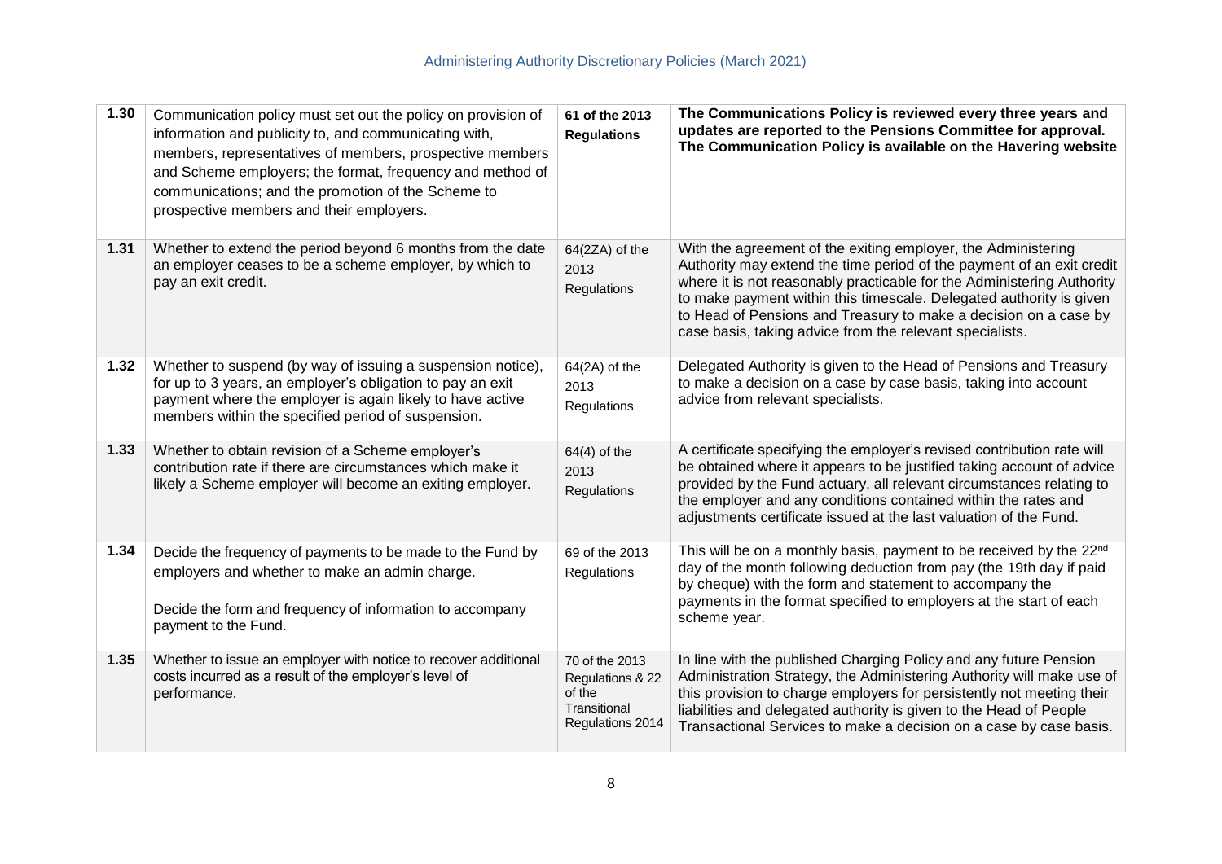| | | | |
|---|---|---|---|
| **1.30** | Communication policy must set out the policy on provision of information and publicity to, and communicating with, members, representatives of members, prospective members and Scheme employers; the format, frequency and method of communications; and the promotion of the Scheme to prospective members and their employers. | **61 of the 2013 Regulations** | **The Communications Policy is reviewed every three years and updates are reported to the Pensions Committee for approval. The Communication Policy is available on the Havering website** |
| **1.31** | Whether to extend the period beyond 6 months from the date an employer ceases to be a scheme employer, by which to pay an exit credit. | 64(2ZA) of the 2013 Regulations | With the agreement of the exiting employer, the Administering Authority may extend the time period of the payment of an exit credit where it is not reasonably practicable for the Administering Authority to make payment within this timescale. Delegated authority is given to Head of Pensions and Treasury to make a decision on a case by case basis, taking advice from the relevant specialists. |
| **1.32** | Whether to suspend (by way of issuing a suspension notice), for up to 3 years, an employer's obligation to pay an exit payment where the employer is again likely to have active members within the specified period of suspension. | 64(2A) of the 2013 Regulations | Delegated Authority is given to the Head of Pensions and Treasury to make a decision on a case by case basis, taking into account advice from relevant specialists. |
| **1.33** | Whether to obtain revision of a Scheme employer's contribution rate if there are circumstances which make it likely a Scheme employer will become an exiting employer. | 64(4) of the 2013 Regulations | A certificate specifying the employer's revised contribution rate will be obtained where it appears to be justified taking account of advice provided by the Fund actuary, all relevant circumstances relating to the employer and any conditions contained within the rates and adjustments certificate issued at the last valuation of the Fund. |
| **1.34** | Decide the frequency of payments to be made to the Fund by employers and whether to make an admin charge.<br><br>Decide the form and frequency of information to accompany payment to the Fund. | 69 of the 2013 Regulations | This will be on a monthly basis, payment to be received by the 22nd day of the month following deduction from pay (the 19th day if paid by cheque) with the form and statement to accompany the payments in the format specified to employers at the start of each scheme year. |
| **1.35** | Whether to issue an employer with notice to recover additional costs incurred as a result of the employer's level of performance. | 70 of the 2013 Regulations & 22 of the Transitional Regulations 2014 | In line with the published Charging Policy and any future Pension Administration Strategy, the Administering Authority will make use of this provision to charge employers for persistently not meeting their liabilities and delegated authority is given to the Head of People Transactional Services to make a decision on a case by case basis. |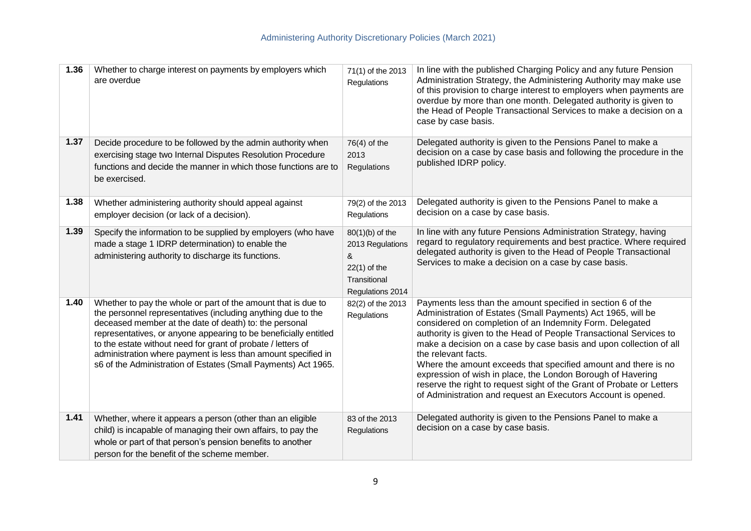| | | | |
|---|---|---|---|
| **1.36** | Whether to charge interest on payments by employers which are overdue | 71(1) of the 2013 Regulations | In line with the published Charging Policy and any future Pension Administration Strategy, the Administering Authority may make use of this provision to charge interest to employers when payments are overdue by more than one month. Delegated authority is given to the Head of People Transactional Services to make a decision on a case by case basis. |
| **1.37** | Decide procedure to be followed by the admin authority when exercising stage two Internal Disputes Resolution Procedure functions and decide the manner in which those functions are to be exercised. | 76(4) of the 2013 Regulations | Delegated authority is given to the Pensions Panel to make a decision on a case by case basis and following the procedure in the published IDRP policy. |
| **1.38** | Whether administering authority should appeal against employer decision (or lack of a decision). | 79(2) of the 2013 Regulations | Delegated authority is given to the Pensions Panel to make a decision on a case by case basis. |
| **1.39** | Specify the information to be supplied by employers (who have made a stage 1 IDRP determination) to enable the administering authority to discharge its functions. | 80(1)(b) of the 2013 Regulations & 22(1) of the Transitional Regulations 2014 | In line with any future Pensions Administration Strategy, having regard to regulatory requirements and best practice. Where required delegated authority is given to the Head of People Transactional Services to make a decision on a case by case basis. |
| **1.40** | Whether to pay the whole or part of the amount that is due to the personnel representatives (including anything due to the deceased member at the date of death) to: the personal representatives, or anyone appearing to be beneficially entitled to the estate without need for grant of probate / letters of administration where payment is less than amount specified in s6 of the Administration of Estates (Small Payments) Act 1965. | 82(2) of the 2013 Regulations | Payments less than the amount specified in section 6 of the Administration of Estates (Small Payments) Act 1965, will be considered on completion of an Indemnity Form. Delegated authority is given to the Head of People Transactional Services to make a decision on a case by case basis and upon collection of all the relevant facts.<br>Where the amount exceeds that specified amount and there is no expression of wish in place, the London Borough of Havering reserve the right to request sight of the Grant of Probate or Letters of Administration and request an Executors Account is opened. |
| **1.41** | Whether, where it appears a person (other than an eligible child) is incapable of managing their own affairs, to pay the whole or part of that person's pension benefits to another person for the benefit of the scheme member. | 83 of the 2013 Regulations | Delegated authority is given to the Pensions Panel to make a decision on a case by case basis. |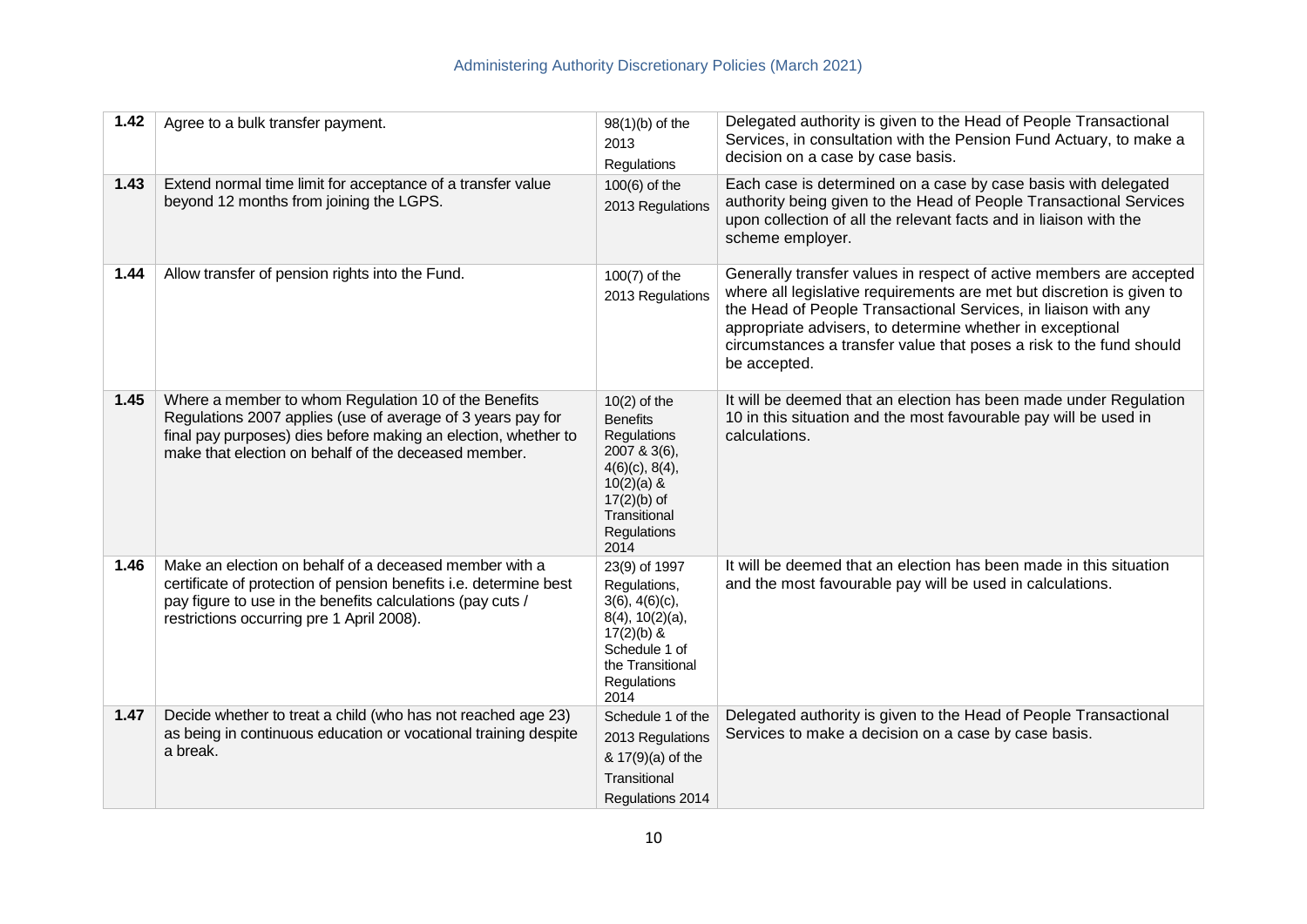| 1.42 | Agree to a bulk transfer payment. | 98(1)(b) of the 2013 Regulations | Delegated authority is given to the Head of People Transactional Services, in consultation with the Pension Fund Actuary, to make a decision on a case by case basis. |
|---|---|---|---|
| 1.43 | Extend normal time limit for acceptance of a transfer value beyond 12 months from joining the LGPS. | 100(6) of the 2013 Regulations | Each case is determined on a case by case basis with delegated authority being given to the Head of People Transactional Services upon collection of all the relevant facts and in liaison with the scheme employer. |
| 1.44 | Allow transfer of pension rights into the Fund. | 100(7) of the 2013 Regulations | Generally transfer values in respect of active members are accepted where all legislative requirements are met but discretion is given to the Head of People Transactional Services, in liaison with any appropriate advisers, to determine whether in exceptional circumstances a transfer value that poses a risk to the fund should be accepted. |
| 1.45 | Where a member to whom Regulation 10 of the Benefits Regulations 2007 applies (use of average of 3 years pay for final pay purposes) dies before making an election, whether to make that election on behalf of the deceased member. | 10(2) of the Benefits Regulations 2007 & 3(6), 4(6)(c), 8(4), 10(2)(a) & 17(2)(b) of Transitional Regulations 2014 | It will be deemed that an election has been made under Regulation 10 in this situation and the most favourable pay will be used in calculations. |
| 1.46 | Make an election on behalf of a deceased member with a certificate of protection of pension benefits i.e. determine best pay figure to use in the benefits calculations (pay cuts / restrictions occurring pre 1 April 2008). | 23(9) of 1997 Regulations, 3(6), 4(6)(c), 8(4), 10(2)(a), 17(2)(b) & Schedule 1 of the Transitional Regulations 2014 | It will be deemed that an election has been made in this situation and the most favourable pay will be used in calculations. |
| 1.47 | Decide whether to treat a child (who has not reached age 23) as being in continuous education or vocational training despite a break. | Schedule 1 of the 2013 Regulations & 17(9)(a) of the Transitional Regulations 2014 | Delegated authority is given to the Head of People Transactional Services to make a decision on a case by case basis. |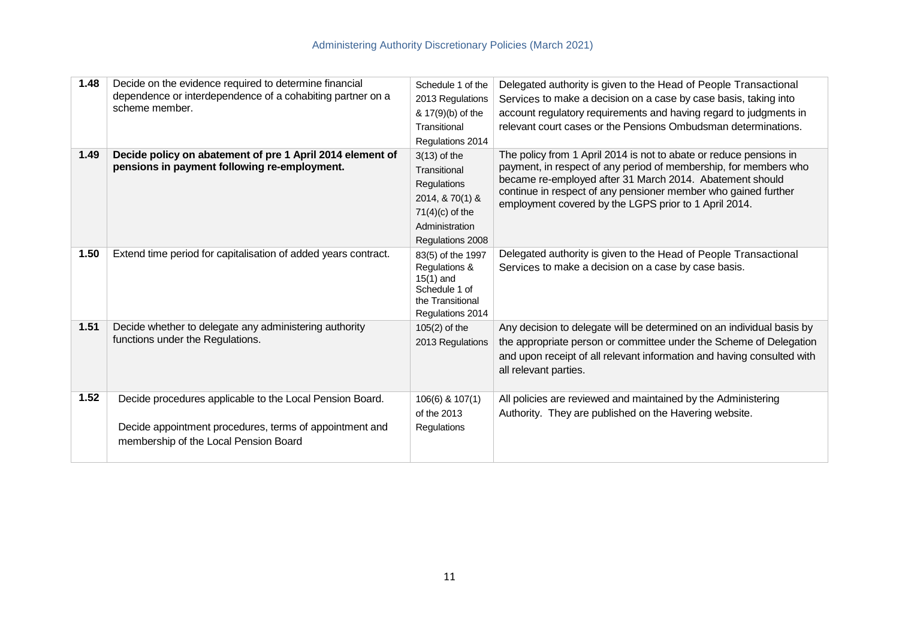| | | | |
|---|---|---|---|
| **1.48** | Decide on the evidence required to determine financial dependence or interdependence of a cohabiting partner on a scheme member. | Schedule 1 of the 2013 Regulations & 17(9)(b) of the Transitional Regulations 2014 | Delegated authority is given to the Head of People Transactional Services to make a decision on a case by case basis, taking into account regulatory requirements and having regard to judgments in relevant court cases or the Pensions Ombudsman determinations. |
| **1.49** | **Decide policy on abatement of pre 1 April 2014 element of pensions in payment following re-employment.** | 3(13) of the Transitional Regulations 2014, & 70(1) & 71(4)(c) of the Administration Regulations 2008 | The policy from 1 April 2014 is not to abate or reduce pensions in payment, in respect of any period of membership, for members who became re-employed after 31 March 2014. Abatement should continue in respect of any pensioner member who gained further employment covered by the LGPS prior to 1 April 2014. |
| **1.50** | Extend time period for capitalisation of added years contract. | 83(5) of the 1997 Regulations & 15(1) and Schedule 1 of the Transitional Regulations 2014 | Delegated authority is given to the Head of People Transactional Services to make a decision on a case by case basis. |
| **1.51** | Decide whether to delegate any administering authority functions under the Regulations. | 105(2) of the 2013 Regulations | Any decision to delegate will be determined on an individual basis by the appropriate person or committee under the Scheme of Delegation and upon receipt of all relevant information and having consulted with all relevant parties. |
| **1.52** | Decide procedures applicable to the Local Pension Board.<br><br>Decide appointment procedures, terms of appointment and membership of the Local Pension Board | 106(6) & 107(1) of the 2013 Regulations | All policies are reviewed and maintained by the Administering Authority. They are published on the Havering website. |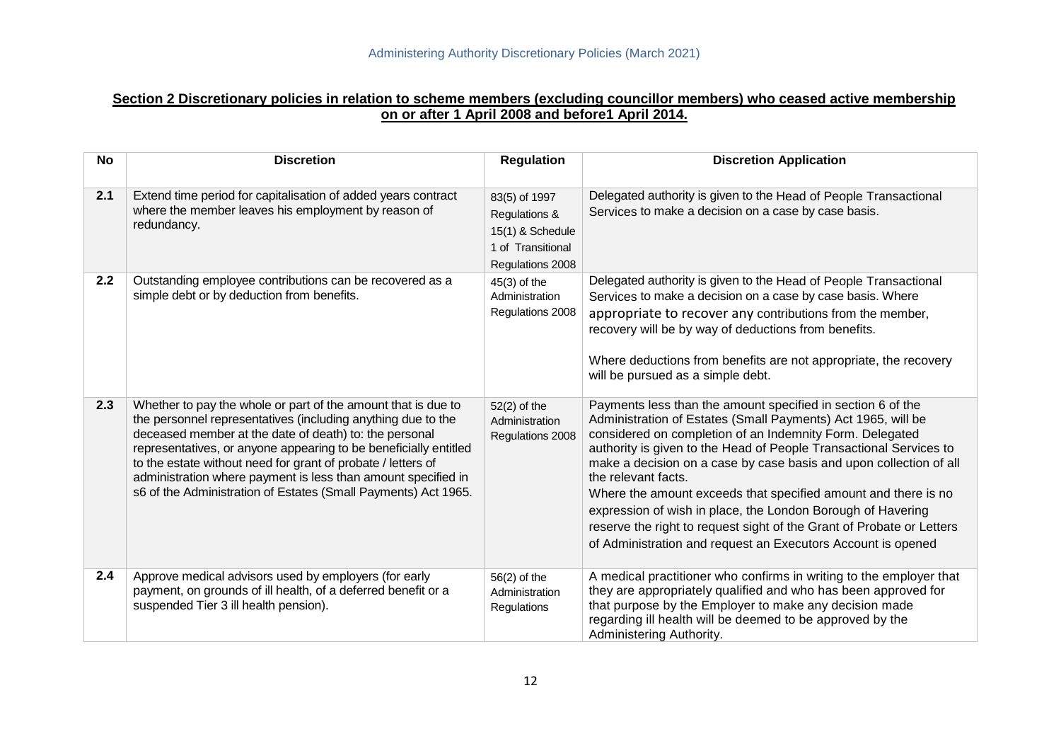**Section 2 Discretionary policies in relation to scheme members (excluding councillor members) who ceased active membership on or after 1 April 2008 and before1 April 2014.**

| No | Discretion | Regulation | Discretion Application |
|---|---|---|---|
| **2.1** | Extend time period for capitalisation of added years contract where the member leaves his employment by reason of redundancy. | 83(5) of 1997 Regulations & 15(1) & Schedule 1 of Transitional Regulations 2008 | Delegated authority is given to the Head of People Transactional Services to make a decision on a case by case basis. |
| **2.2** | Outstanding employee contributions can be recovered as a simple debt or by deduction from benefits. | 45(3) of the Administration Regulations 2008 | Delegated authority is given to the Head of People Transactional Services to make a decision on a case by case basis. Where appropriate to recover any contributions from the member, recovery will be by way of deductions from benefits.<br><br>Where deductions from benefits are not appropriate, the recovery will be pursued as a simple debt. |
| **2.3** | Whether to pay the whole or part of the amount that is due to the personnel representatives (including anything due to the deceased member at the date of death) to: the personal representatives, or anyone appearing to be beneficially entitled to the estate without need for grant of probate / letters of administration where payment is less than amount specified in s6 of the Administration of Estates (Small Payments) Act 1965. | 52(2) of the Administration Regulations 2008 | Payments less than the amount specified in section 6 of the Administration of Estates (Small Payments) Act 1965, will be considered on completion of an Indemnity Form. Delegated authority is given to the Head of People Transactional Services to make a decision on a case by case basis and upon collection of all the relevant facts.<br>Where the amount exceeds that specified amount and there is no expression of wish in place, the London Borough of Havering reserve the right to request sight of the Grant of Probate or Letters of Administration and request an Executors Account is opened |
| **2.4** | Approve medical advisors used by employers (for early payment, on grounds of ill health, of a deferred benefit or a suspended Tier 3 ill health pension). | 56(2) of the Administration Regulations | A medical practitioner who confirms in writing to the employer that they are appropriately qualified and who has been approved for that purpose by the Employer to make any decision made regarding ill health will be deemed to be approved by the Administering Authority. |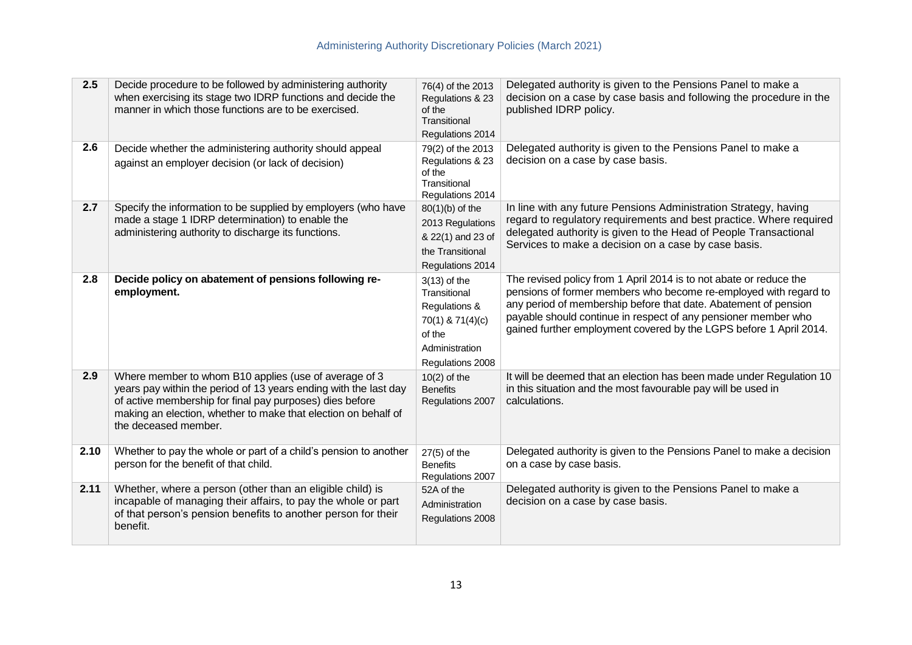| | | | |
|---|---|---|---|
| **2.5** | Decide procedure to be followed by administering authority when exercising its stage two IDRP functions and decide the manner in which those functions are to be exercised. | 76(4) of the 2013 Regulations & 23 of the Transitional Regulations 2014 | Delegated authority is given to the Pensions Panel to make a decision on a case by case basis and following the procedure in the published IDRP policy. |
| **2.6** | Decide whether the administering authority should appeal against an employer decision (or lack of decision) | 79(2) of the 2013 Regulations & 23 of the Transitional Regulations 2014 | Delegated authority is given to the Pensions Panel to make a decision on a case by case basis. |
| **2.7** | Specify the information to be supplied by employers (who have made a stage 1 IDRP determination) to enable the administering authority to discharge its functions. | 80(1)(b) of the 2013 Regulations & 22(1) and 23 of the Transitional Regulations 2014 | In line with any future Pensions Administration Strategy, having regard to regulatory requirements and best practice. Where required delegated authority is given to the Head of People Transactional Services to make a decision on a case by case basis. |
| **2.8** | **Decide policy on abatement of pensions following re-employment.** | 3(13) of the Transitional Regulations & 70(1) & 71(4)(c) of the Administration Regulations 2008 | The revised policy from 1 April 2014 is to not abate or reduce the pensions of former members who become re-employed with regard to any period of membership before that date. Abatement of pension payable should continue in respect of any pensioner member who gained further employment covered by the LGPS before 1 April 2014. |
| **2.9** | Where member to whom B10 applies (use of average of 3 years pay within the period of 13 years ending with the last day of active membership for final pay purposes) dies before making an election, whether to make that election on behalf of the deceased member. | 10(2) of the Benefits Regulations 2007 | It will be deemed that an election has been made under Regulation 10 in this situation and the most favourable pay will be used in calculations. |
| **2.10** | Whether to pay the whole or part of a child's pension to another person for the benefit of that child. | 27(5) of the Benefits Regulations 2007 | Delegated authority is given to the Pensions Panel to make a decision on a case by case basis. |
| **2.11** | Whether, where a person (other than an eligible child) is incapable of managing their affairs, to pay the whole or part of that person's pension benefits to another person for their benefit. | 52A of the Administration Regulations 2008 | Delegated authority is given to the Pensions Panel to make a decision on a case by case basis. |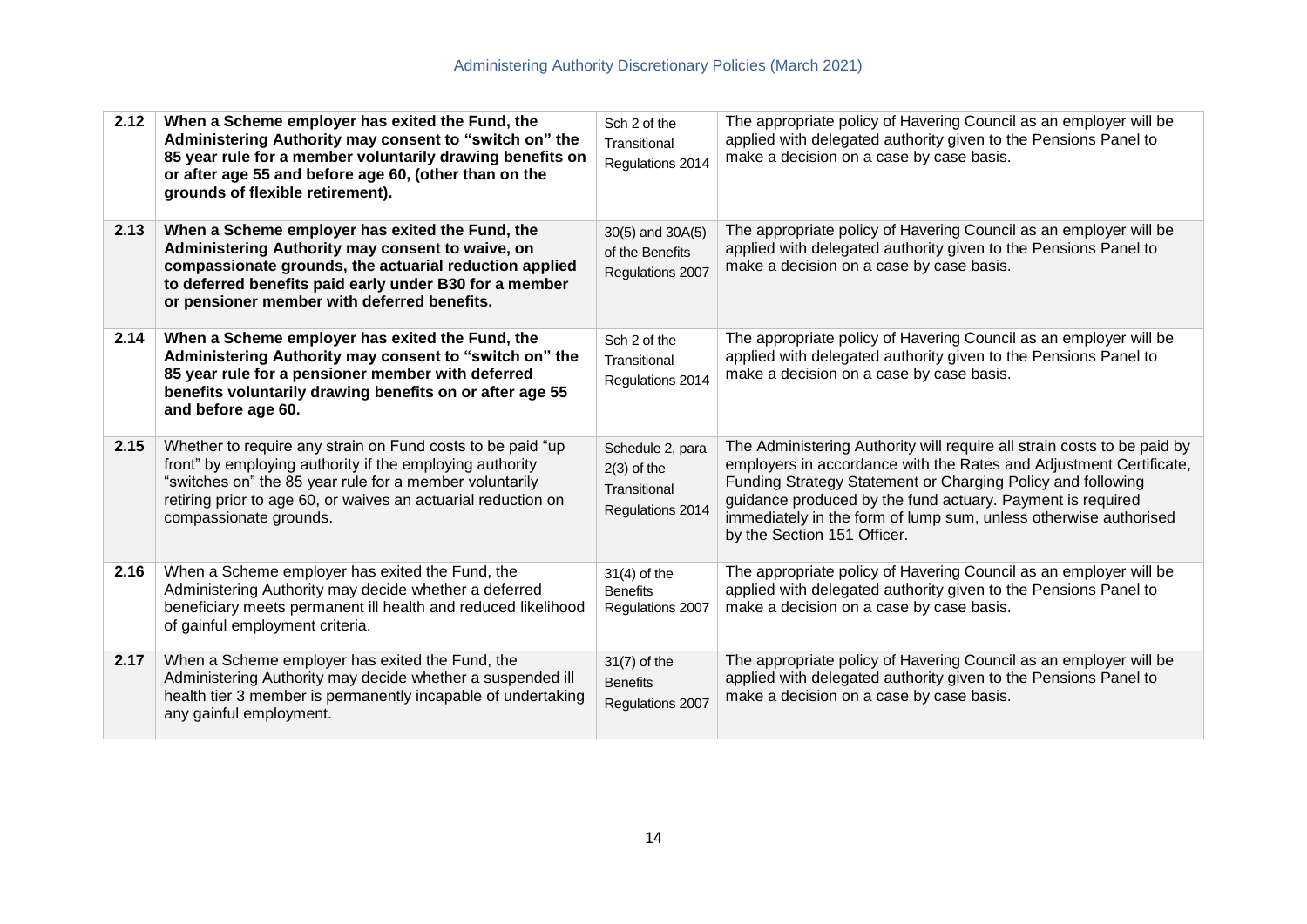| | | | |
|---|---|---|---|
| **2.12** | **When a Scheme employer has exited the Fund, the Administering Authority may consent to "switch on" the 85 year rule for a member voluntarily drawing benefits on or after age 55 and before age 60, (other than on the grounds of flexible retirement).** | Sch 2 of the Transitional Regulations 2014 | The appropriate policy of Havering Council as an employer will be applied with delegated authority given to the Pensions Panel to make a decision on a case by case basis. |
| **2.13** | **When a Scheme employer has exited the Fund, the Administering Authority may consent to waive, on compassionate grounds, the actuarial reduction applied to deferred benefits paid early under B30 for a member or pensioner member with deferred benefits.** | 30(5) and 30A(5) of the Benefits Regulations 2007 | The appropriate policy of Havering Council as an employer will be applied with delegated authority given to the Pensions Panel to make a decision on a case by case basis. |
| **2.14** | **When a Scheme employer has exited the Fund, the Administering Authority may consent to "switch on" the 85 year rule for a pensioner member with deferred benefits voluntarily drawing benefits on or after age 55 and before age 60.** | Sch 2 of the Transitional Regulations 2014 | The appropriate policy of Havering Council as an employer will be applied with delegated authority given to the Pensions Panel to make a decision on a case by case basis. |
| **2.15** | Whether to require any strain on Fund costs to be paid "up front" by employing authority if the employing authority "switches on" the 85 year rule for a member voluntarily retiring prior to age 60, or waives an actuarial reduction on compassionate grounds. | Schedule 2, para 2(3) of the Transitional Regulations 2014 | The Administering Authority will require all strain costs to be paid by employers in accordance with the Rates and Adjustment Certificate, Funding Strategy Statement or Charging Policy and following guidance produced by the fund actuary. Payment is required immediately in the form of lump sum, unless otherwise authorised by the Section 151 Officer. |
| **2.16** | When a Scheme employer has exited the Fund, the Administering Authority may decide whether a deferred beneficiary meets permanent ill health and reduced likelihood of gainful employment criteria. | 31(4) of the Benefits Regulations 2007 | The appropriate policy of Havering Council as an employer will be applied with delegated authority given to the Pensions Panel to make a decision on a case by case basis. |
| **2.17** | When a Scheme employer has exited the Fund, the Administering Authority may decide whether a suspended ill health tier 3 member is permanently incapable of undertaking any gainful employment. | 31(7) of the Benefits Regulations 2007 | The appropriate policy of Havering Council as an employer will be applied with delegated authority given to the Pensions Panel to make a decision on a case by case basis. |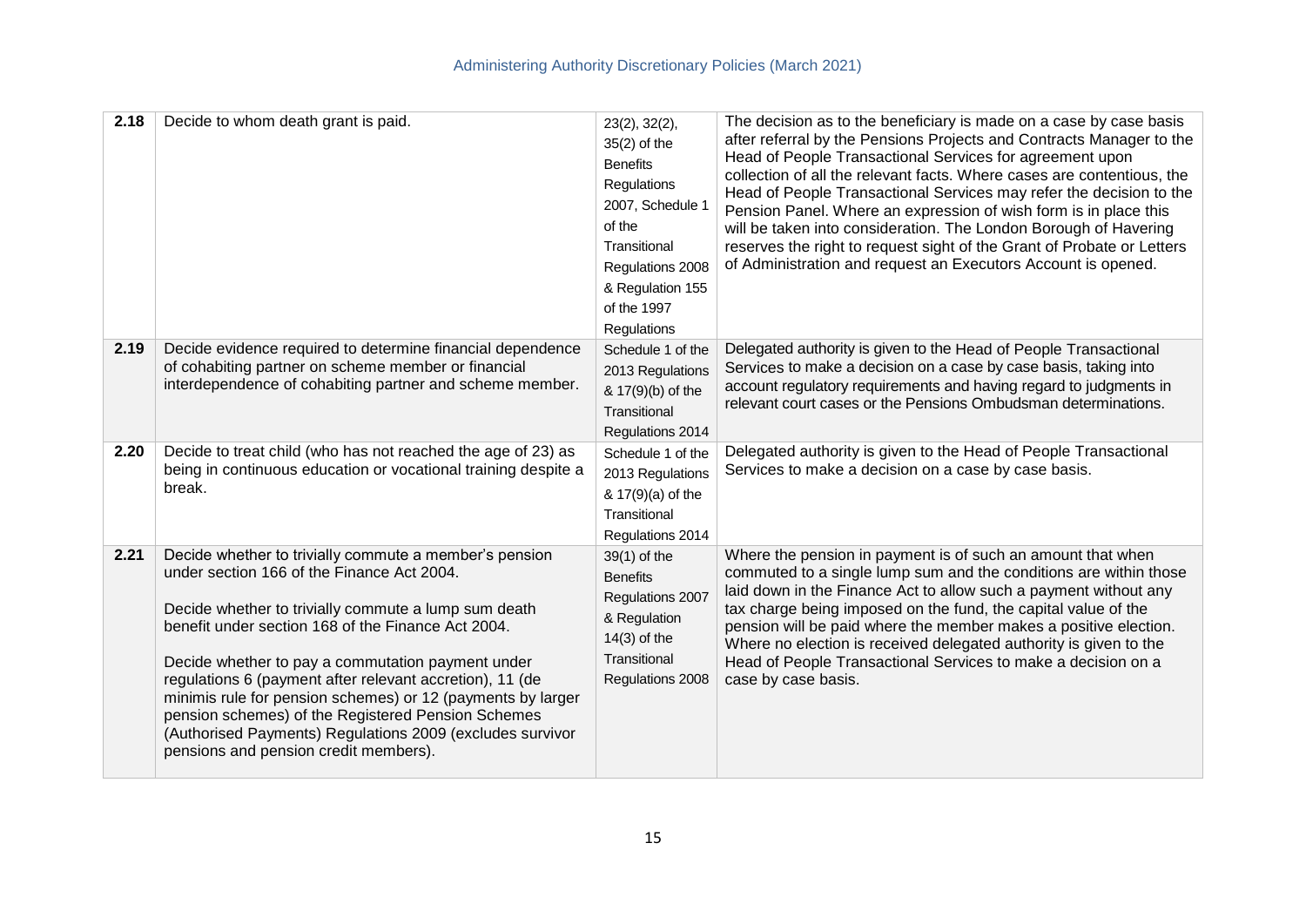| 2.18 | Decide to whom death grant is paid. | 23(2), 32(2), 35(2) of the Benefits Regulations 2007, Schedule 1 of the Transitional Regulations 2008 & Regulation 155 of the 1997 Regulations | The decision as to the beneficiary is made on a case by case basis after referral by the Pensions Projects and Contracts Manager to the Head of People Transactional Services for agreement upon collection of all the relevant facts. Where cases are contentious, the Head of People Transactional Services may refer the decision to the Pension Panel. Where an expression of wish form is in place this will be taken into consideration. The London Borough of Havering reserves the right to request sight of the Grant of Probate or Letters of Administration and request an Executors Account is opened. |
|---|---|---|---|
| 2.19 | Decide evidence required to determine financial dependence of cohabiting partner on scheme member or financial interdependence of cohabiting partner and scheme member. | Schedule 1 of the 2013 Regulations & 17(9)(b) of the Transitional Regulations 2014 | Delegated authority is given to the Head of People Transactional Services to make a decision on a case by case basis, taking into account regulatory requirements and having regard to judgments in relevant court cases or the Pensions Ombudsman determinations. |
| 2.20 | Decide to treat child (who has not reached the age of 23) as being in continuous education or vocational training despite a break. | Schedule 1 of the 2013 Regulations & 17(9)(a) of the Transitional Regulations 2014 | Delegated authority is given to the Head of People Transactional Services to make a decision on a case by case basis. |
| 2.21 | Decide whether to trivially commute a member's pension under section 166 of the Finance Act 2004.<br><br>Decide whether to trivially commute a lump sum death benefit under section 168 of the Finance Act 2004.<br><br>Decide whether to pay a commutation payment under regulations 6 (payment after relevant accretion), 11 (de minimis rule for pension schemes) or 12 (payments by larger pension schemes) of the Registered Pension Schemes (Authorised Payments) Regulations 2009 (excludes survivor pensions and pension credit members). | 39(1) of the Benefits Regulations 2007 & Regulation 14(3) of the Transitional Regulations 2008 | Where the pension in payment is of such an amount that when commuted to a single lump sum and the conditions are within those laid down in the Finance Act to allow such a payment without any tax charge being imposed on the fund, the capital value of the pension will be paid where the member makes a positive election. Where no election is received delegated authority is given to the Head of People Transactional Services to make a decision on a case by case basis. |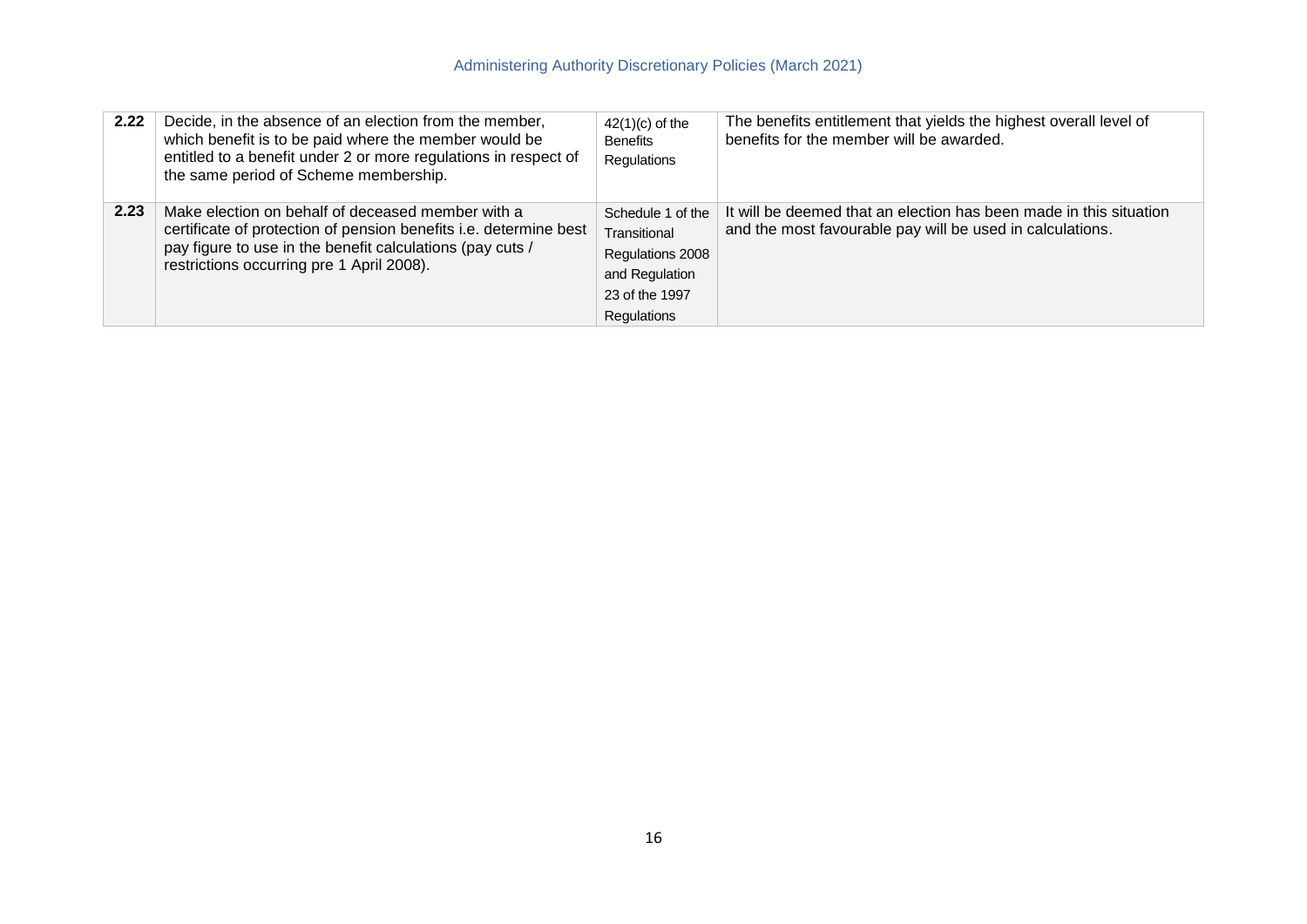| | | | |
|---|---|---|---|
| **2.22** | Decide, in the absence of an election from the member, which benefit is to be paid where the member would be entitled to a benefit under 2 or more regulations in respect of the same period of Scheme membership. | 42(1)(c) of the Benefits Regulations | The benefits entitlement that yields the highest overall level of benefits for the member will be awarded. |
| **2.23** | Make election on behalf of deceased member with a certificate of protection of pension benefits i.e. determine best pay figure to use in the benefit calculations (pay cuts / restrictions occurring pre 1 April 2008). | Schedule 1 of the Transitional Regulations 2008 and Regulation 23 of the 1997 Regulations | It will be deemed that an election has been made in this situation and the most favourable pay will be used in calculations. |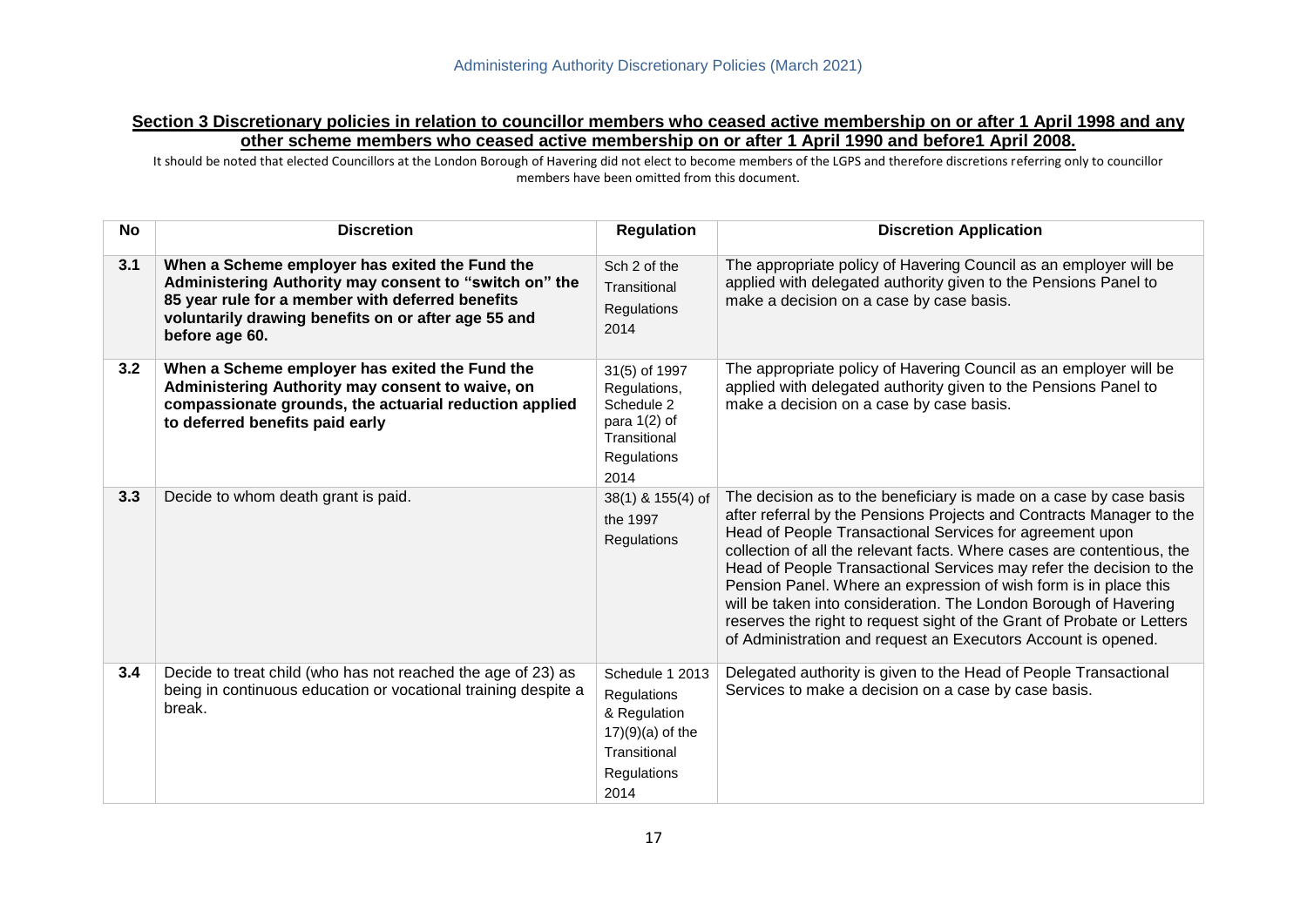## Section 3 Discretionary policies in relation to councillor members who ceased active membership on or after 1 April 1998 and any other scheme members who ceased active membership on or after 1 April 1990 and before1 April 2008.

It should be noted that elected Councillors at the London Borough of Havering did not elect to become members of the LGPS and therefore discretions referring only to councillor members have been omitted from this document.

| No | Discretion | Regulation | Discretion Application |
|---|---|---|---|
| **3.1** | **When a Scheme employer has exited the Fund the Administering Authority may consent to "switch on" the 85 year rule for a member with deferred benefits voluntarily drawing benefits on or after age 55 and before age 60.** | Sch 2 of the Transitional Regulations 2014 | The appropriate policy of Havering Council as an employer will be applied with delegated authority given to the Pensions Panel to make a decision on a case by case basis. |
| **3.2** | **When a Scheme employer has exited the Fund the Administering Authority may consent to waive, on compassionate grounds, the actuarial reduction applied to deferred benefits paid early** | 31(5) of 1997 Regulations, Schedule 2 para 1(2) of Transitional Regulations 2014 | The appropriate policy of Havering Council as an employer will be applied with delegated authority given to the Pensions Panel to make a decision on a case by case basis. |
| **3.3** | Decide to whom death grant is paid. | 38(1) & 155(4) of the 1997 Regulations | The decision as to the beneficiary is made on a case by case basis after referral by the Pensions Projects and Contracts Manager to the Head of People Transactional Services for agreement upon collection of all the relevant facts. Where cases are contentious, the Head of People Transactional Services may refer the decision to the Pension Panel. Where an expression of wish form is in place this will be taken into consideration. The London Borough of Havering reserves the right to request sight of the Grant of Probate or Letters of Administration and request an Executors Account is opened. |
| **3.4** | Decide to treat child (who has not reached the age of 23) as being in continuous education or vocational training despite a break. | Schedule 1 2013 Regulations & Regulation 17)(9)(a) of the Transitional Regulations 2014 | Delegated authority is given to the Head of People Transactional Services to make a decision on a case by case basis. |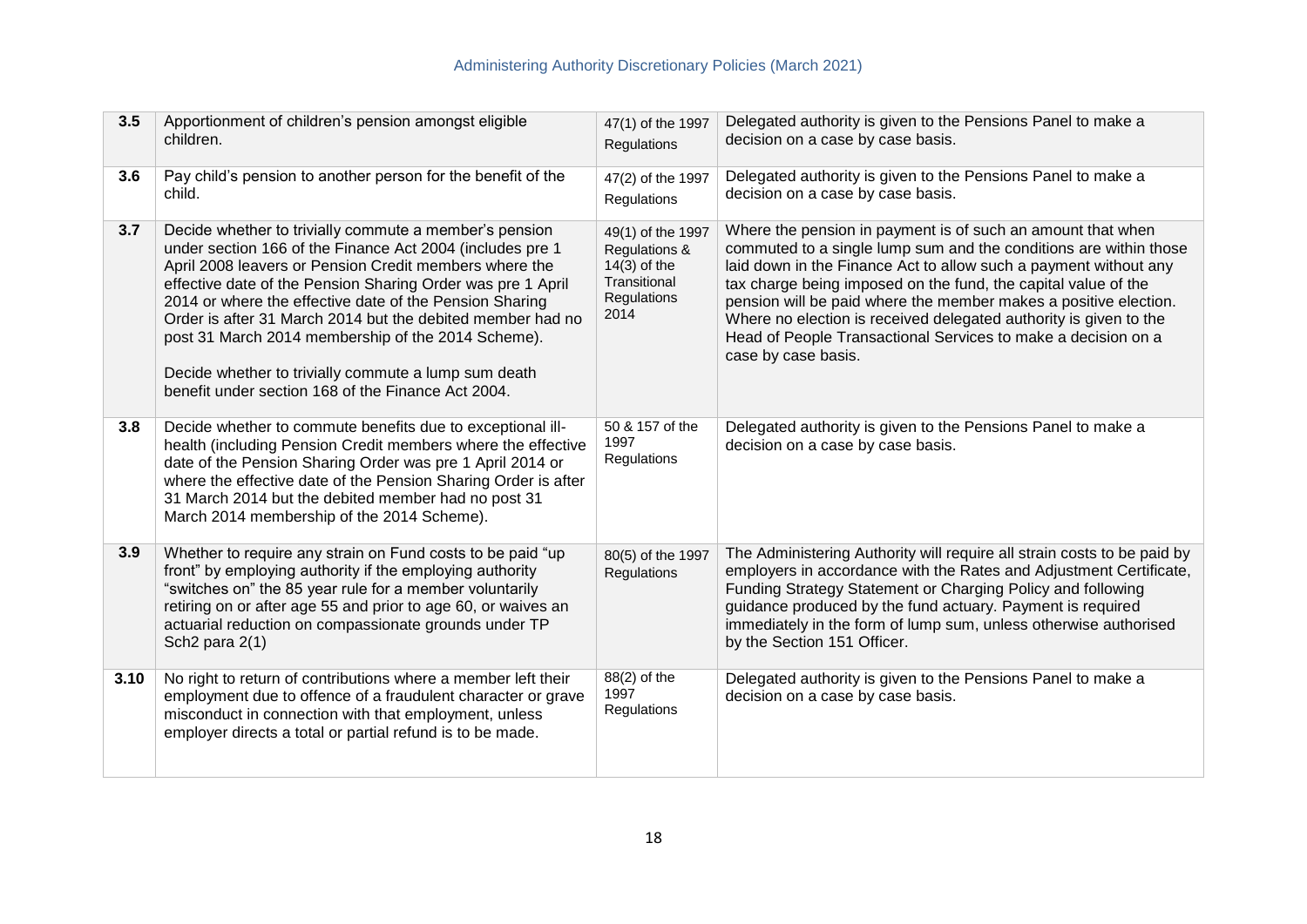| | | | |
|---|---|---|---|
| **3.5** | Apportionment of children's pension amongst eligible children. | 47(1) of the 1997 Regulations | Delegated authority is given to the Pensions Panel to make a decision on a case by case basis. |
| **3.6** | Pay child's pension to another person for the benefit of the child. | 47(2) of the 1997 Regulations | Delegated authority is given to the Pensions Panel to make a decision on a case by case basis. |
| **3.7** | Decide whether to trivially commute a member's pension under section 166 of the Finance Act 2004 (includes pre 1 April 2008 leavers or Pension Credit members where the effective date of the Pension Sharing Order was pre 1 April 2014 or where the effective date of the Pension Sharing Order is after 31 March 2014 but the debited member had no post 31 March 2014 membership of the 2014 Scheme).<br><br>Decide whether to trivially commute a lump sum death benefit under section 168 of the Finance Act 2004. | 49(1) of the 1997 Regulations & 14(3) of the Transitional Regulations 2014 | Where the pension in payment is of such an amount that when commuted to a single lump sum and the conditions are within those laid down in the Finance Act to allow such a payment without any tax charge being imposed on the fund, the capital value of the pension will be paid where the member makes a positive election. Where no election is received delegated authority is given to the Head of People Transactional Services to make a decision on a case by case basis. |
| **3.8** | Decide whether to commute benefits due to exceptional ill-health (including Pension Credit members where the effective date of the Pension Sharing Order was pre 1 April 2014 or where the effective date of the Pension Sharing Order is after 31 March 2014 but the debited member had no post 31 March 2014 membership of the 2014 Scheme). | 50 & 157 of the 1997 Regulations | Delegated authority is given to the Pensions Panel to make a decision on a case by case basis. |
| **3.9** | Whether to require any strain on Fund costs to be paid "up front" by employing authority if the employing authority "switches on" the 85 year rule for a member voluntarily retiring on or after age 55 and prior to age 60, or waives an actuarial reduction on compassionate grounds under TP Sch2 para 2(1) | 80(5) of the 1997 Regulations | The Administering Authority will require all strain costs to be paid by employers in accordance with the Rates and Adjustment Certificate, Funding Strategy Statement or Charging Policy and following guidance produced by the fund actuary. Payment is required immediately in the form of lump sum, unless otherwise authorised by the Section 151 Officer. |
| **3.10** | No right to return of contributions where a member left their employment due to offence of a fraudulent character or grave misconduct in connection with that employment, unless employer directs a total or partial refund is to be made. | 88(2) of the 1997 Regulations | Delegated authority is given to the Pensions Panel to make a decision on a case by case basis. |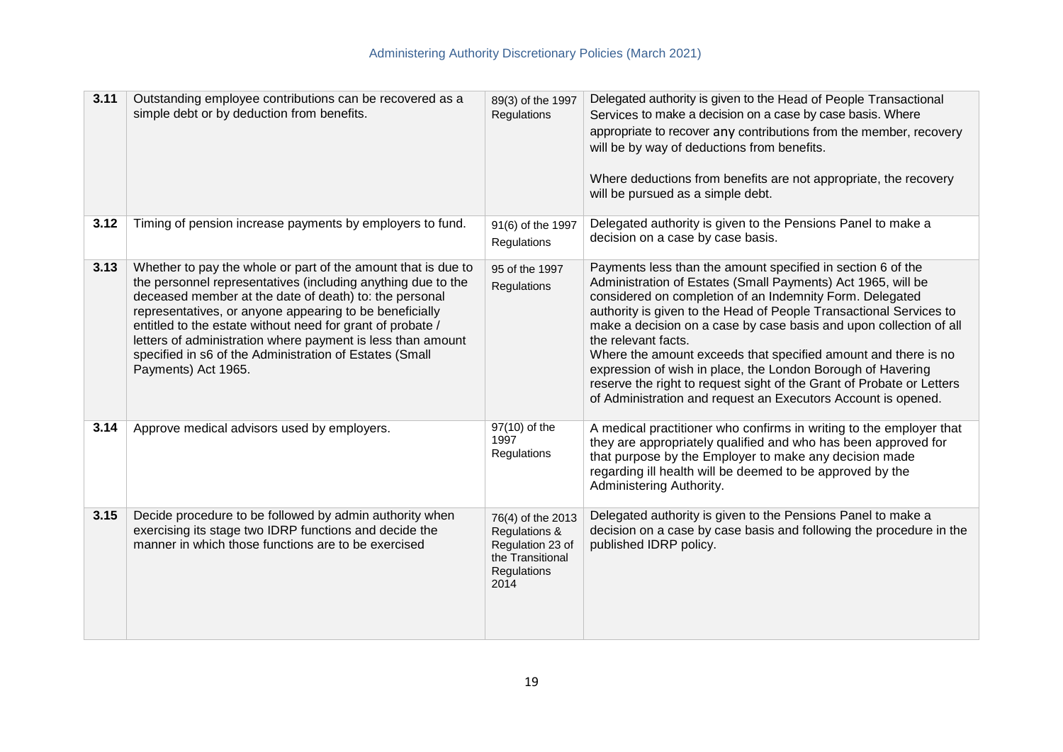| | | | |
|---|---|---|---|
| **3.11** | Outstanding employee contributions can be recovered as a simple debt or by deduction from benefits. | 89(3) of the 1997 Regulations | Delegated authority is given to the Head of People Transactional Services to make a decision on a case by case basis. Where appropriate to recover any contributions from the member, recovery will be by way of deductions from benefits.<br><br>Where deductions from benefits are not appropriate, the recovery will be pursued as a simple debt. |
| **3.12** | Timing of pension increase payments by employers to fund. | 91(6) of the 1997 Regulations | Delegated authority is given to the Pensions Panel to make a decision on a case by case basis. |
| **3.13** | Whether to pay the whole or part of the amount that is due to the personnel representatives (including anything due to the deceased member at the date of death) to: the personal representatives, or anyone appearing to be beneficially entitled to the estate without need for grant of probate / letters of administration where payment is less than amount specified in s6 of the Administration of Estates (Small Payments) Act 1965. | 95 of the 1997 Regulations | Payments less than the amount specified in section 6 of the Administration of Estates (Small Payments) Act 1965, will be considered on completion of an Indemnity Form. Delegated authority is given to the Head of People Transactional Services to make a decision on a case by case basis and upon collection of all the relevant facts.<br>Where the amount exceeds that specified amount and there is no expression of wish in place, the London Borough of Havering reserve the right to request sight of the Grant of Probate or Letters of Administration and request an Executors Account is opened. |
| **3.14** | Approve medical advisors used by employers. | 97(10) of the 1997 Regulations | A medical practitioner who confirms in writing to the employer that they are appropriately qualified and who has been approved for that purpose by the Employer to make any decision made regarding ill health will be deemed to be approved by the Administering Authority. |
| **3.15** | Decide procedure to be followed by admin authority when exercising its stage two IDRP functions and decide the manner in which those functions are to be exercised | 76(4) of the 2013 Regulations & Regulation 23 of the Transitional Regulations 2014 | Delegated authority is given to the Pensions Panel to make a decision on a case by case basis and following the procedure in the published IDRP policy. |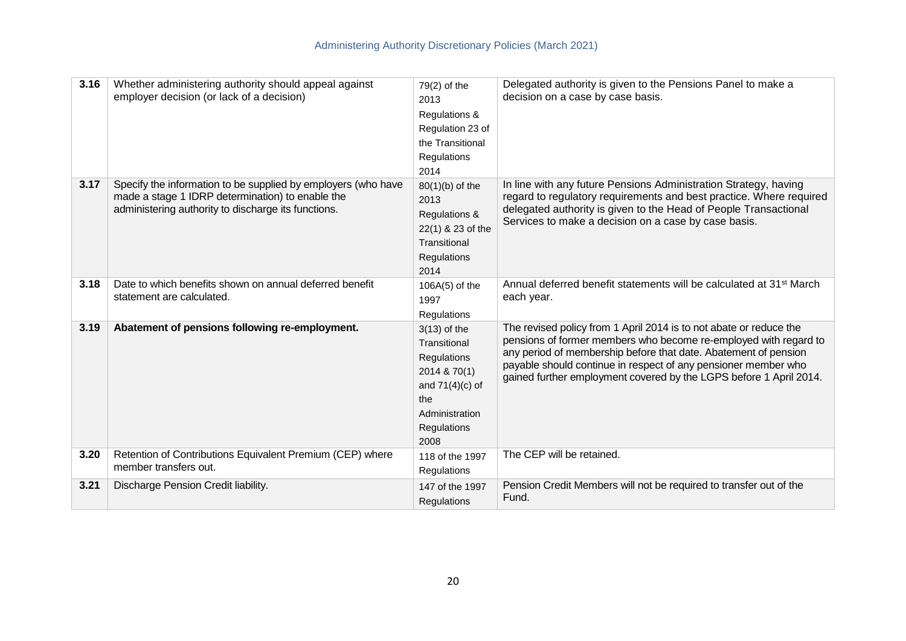| | | | |
|---|---|---|---|
| **3.16** | Whether administering authority should appeal against employer decision (or lack of a decision) | 79(2) of the 2013 Regulations & Regulation 23 of the Transitional Regulations 2014 | Delegated authority is given to the Pensions Panel to make a decision on a case by case basis. |
| **3.17** | Specify the information to be supplied by employers (who have made a stage 1 IDRP determination) to enable the administering authority to discharge its functions. | 80(1)(b) of the 2013 Regulations & 22(1) & 23 of the Transitional Regulations 2014 | In line with any future Pensions Administration Strategy, having regard to regulatory requirements and best practice. Where required delegated authority is given to the Head of People Transactional Services to make a decision on a case by case basis. |
| **3.18** | Date to which benefits shown on annual deferred benefit statement are calculated. | 106A(5) of the 1997 Regulations | Annual deferred benefit statements will be calculated at 31st March each year. |
| **3.19** | **Abatement of pensions following re-employment.** | 3(13) of the Transitional Regulations 2014 & 70(1) and 71(4)(c) of the Administration Regulations 2008 | The revised policy from 1 April 2014 is to not abate or reduce the pensions of former members who become re-employed with regard to any period of membership before that date. Abatement of pension payable should continue in respect of any pensioner member who gained further employment covered by the LGPS before 1 April 2014. |
| **3.20** | Retention of Contributions Equivalent Premium (CEP) where member transfers out. | 118 of the 1997 Regulations | The CEP will be retained. |
| **3.21** | Discharge Pension Credit liability. | 147 of the 1997 Regulations | Pension Credit Members will not be required to transfer out of the Fund. |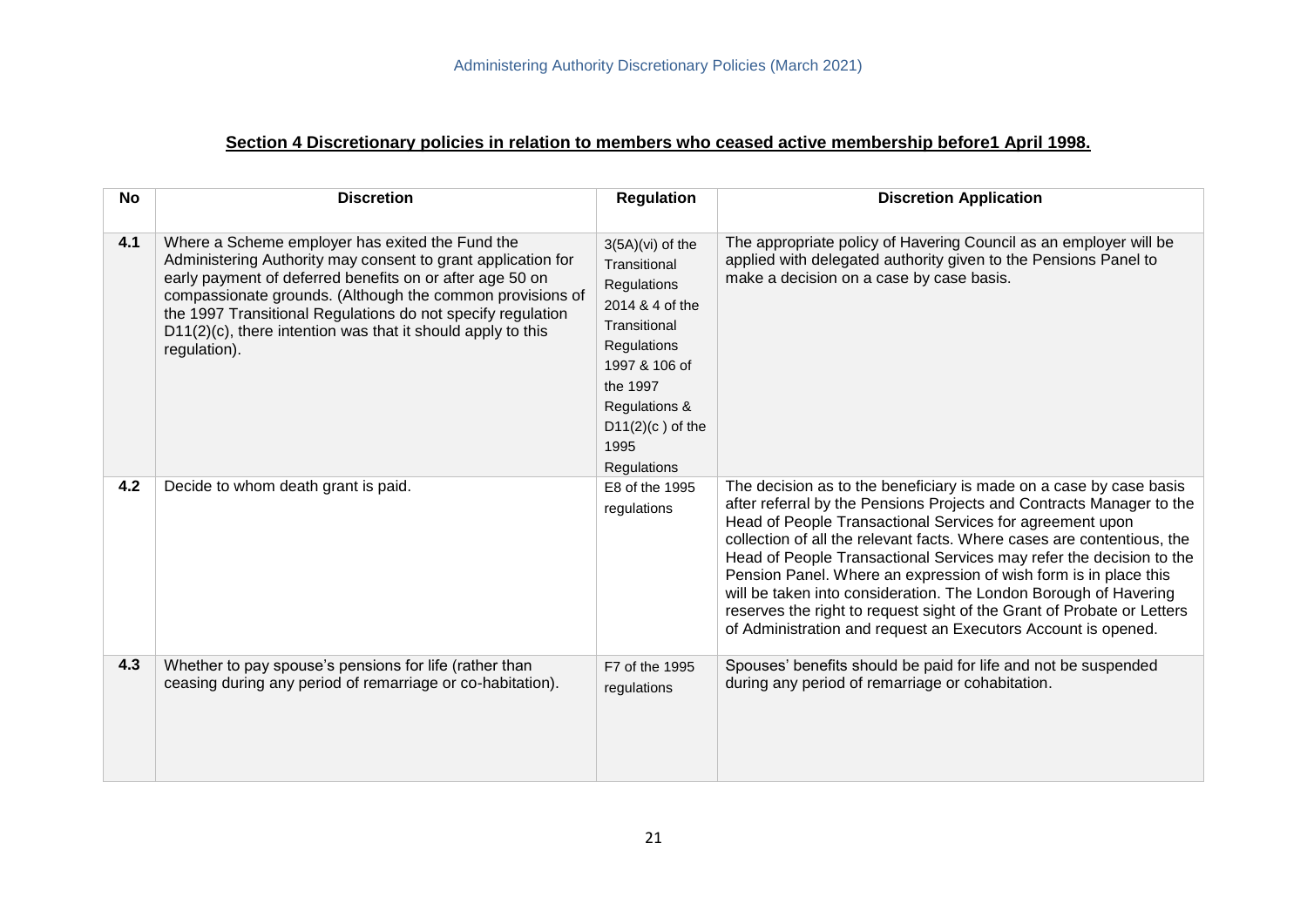## Section 4 Discretionary policies in relation to members who ceased active membership before1 April 1998.

| No | Discretion | Regulation | Discretion Application |
|---|---|---|---|
| **4.1** | Where a Scheme employer has exited the Fund the Administering Authority may consent to grant application for early payment of deferred benefits on or after age 50 on compassionate grounds. (Although the common provisions of the 1997 Transitional Regulations do not specify regulation D11(2)(c), there intention was that it should apply to this regulation). | 3(5A)(vi) of the Transitional Regulations 2014 & 4 of the Transitional Regulations 1997 & 106 of the 1997 Regulations & D11(2)(c ) of the 1995 Regulations | The appropriate policy of Havering Council as an employer will be applied with delegated authority given to the Pensions Panel to make a decision on a case by case basis. |
| **4.2** | Decide to whom death grant is paid. | E8 of the 1995 regulations | The decision as to the beneficiary is made on a case by case basis after referral by the Pensions Projects and Contracts Manager to the Head of People Transactional Services for agreement upon collection of all the relevant facts. Where cases are contentious, the Head of People Transactional Services may refer the decision to the Pension Panel. Where an expression of wish form is in place this will be taken into consideration. The London Borough of Havering reserves the right to request sight of the Grant of Probate or Letters of Administration and request an Executors Account is opened. |
| **4.3** | Whether to pay spouse's pensions for life (rather than ceasing during any period of remarriage or co-habitation). | F7 of the 1995 regulations | Spouses' benefits should be paid for life and not be suspended during any period of remarriage or cohabitation. |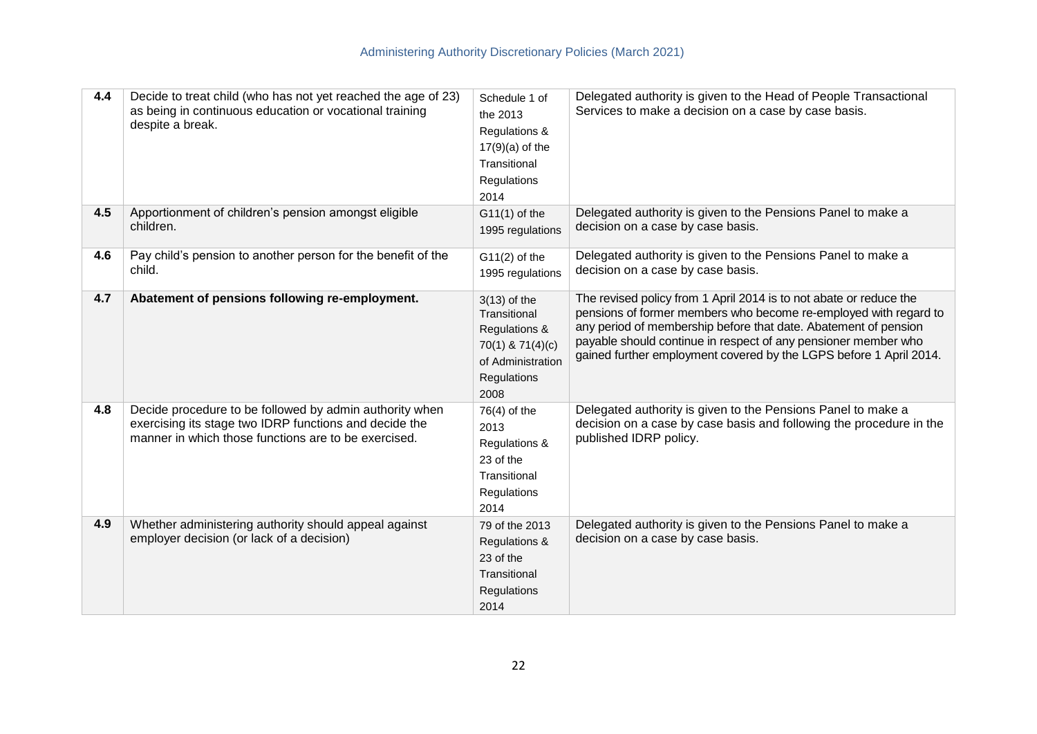| | | | |
|---|---|---|---|
| **4.4** | Decide to treat child (who has not yet reached the age of 23) as being in continuous education or vocational training despite a break. | Schedule 1 of the 2013 Regulations & 17(9)(a) of the Transitional Regulations 2014 | Delegated authority is given to the Head of People Transactional Services to make a decision on a case by case basis. |
| **4.5** | Apportionment of children's pension amongst eligible children. | G11(1) of the 1995 regulations | Delegated authority is given to the Pensions Panel to make a decision on a case by case basis. |
| **4.6** | Pay child's pension to another person for the benefit of the child. | G11(2) of the 1995 regulations | Delegated authority is given to the Pensions Panel to make a decision on a case by case basis. |
| **4.7** | **Abatement of pensions following re-employment.** | 3(13) of the Transitional Regulations & 70(1) & 71(4)(c) of Administration Regulations 2008 | The revised policy from 1 April 2014 is to not abate or reduce the pensions of former members who become re-employed with regard to any period of membership before that date. Abatement of pension payable should continue in respect of any pensioner member who gained further employment covered by the LGPS before 1 April 2014. |
| **4.8** | Decide procedure to be followed by admin authority when exercising its stage two IDRP functions and decide the manner in which those functions are to be exercised. | 76(4) of the 2013 Regulations & 23 of the Transitional Regulations 2014 | Delegated authority is given to the Pensions Panel to make a decision on a case by case basis and following the procedure in the published IDRP policy. |
| **4.9** | Whether administering authority should appeal against employer decision (or lack of a decision) | 79 of the 2013 Regulations & 23 of the Transitional Regulations 2014 | Delegated authority is given to the Pensions Panel to make a decision on a case by case basis. |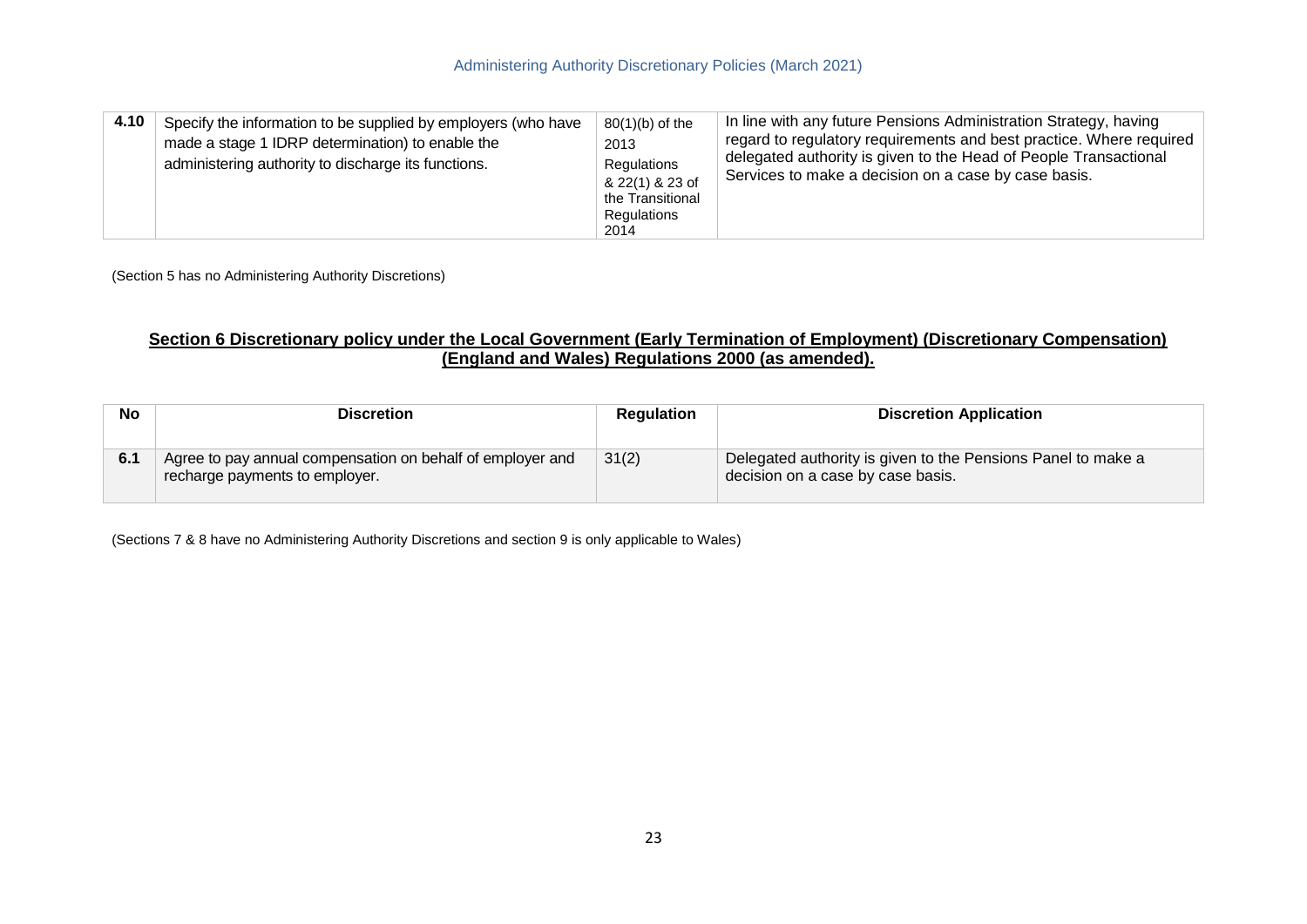| 4.10 | Specify the information to be supplied by employers (who have made a stage 1 IDRP determination) to enable the administering authority to discharge its functions. | 80(1)(b) of the 2013 Regulations & 22(1) & 23 of the Transitional Regulations 2014 | In line with any future Pensions Administration Strategy, having regard to regulatory requirements and best practice. Where required delegated authority is given to the Head of People Transactional Services to make a decision on a case by case basis. |
|---|---|---|---|

(Section 5 has no Administering Authority Discretions)

## Section 6 Discretionary policy under the Local Government (Early Termination of Employment) (Discretionary Compensation) (England and Wales) Regulations 2000 (as amended).

| No | Discretion | Regulation | Discretion Application |
|---|---|---|---|
| 6.1 | Agree to pay annual compensation on behalf of employer and recharge payments to employer. | 31(2) | Delegated authority is given to the Pensions Panel to make a decision on a case by case basis. |

(Sections 7 & 8 have no Administering Authority Discretions and section 9 is only applicable to Wales)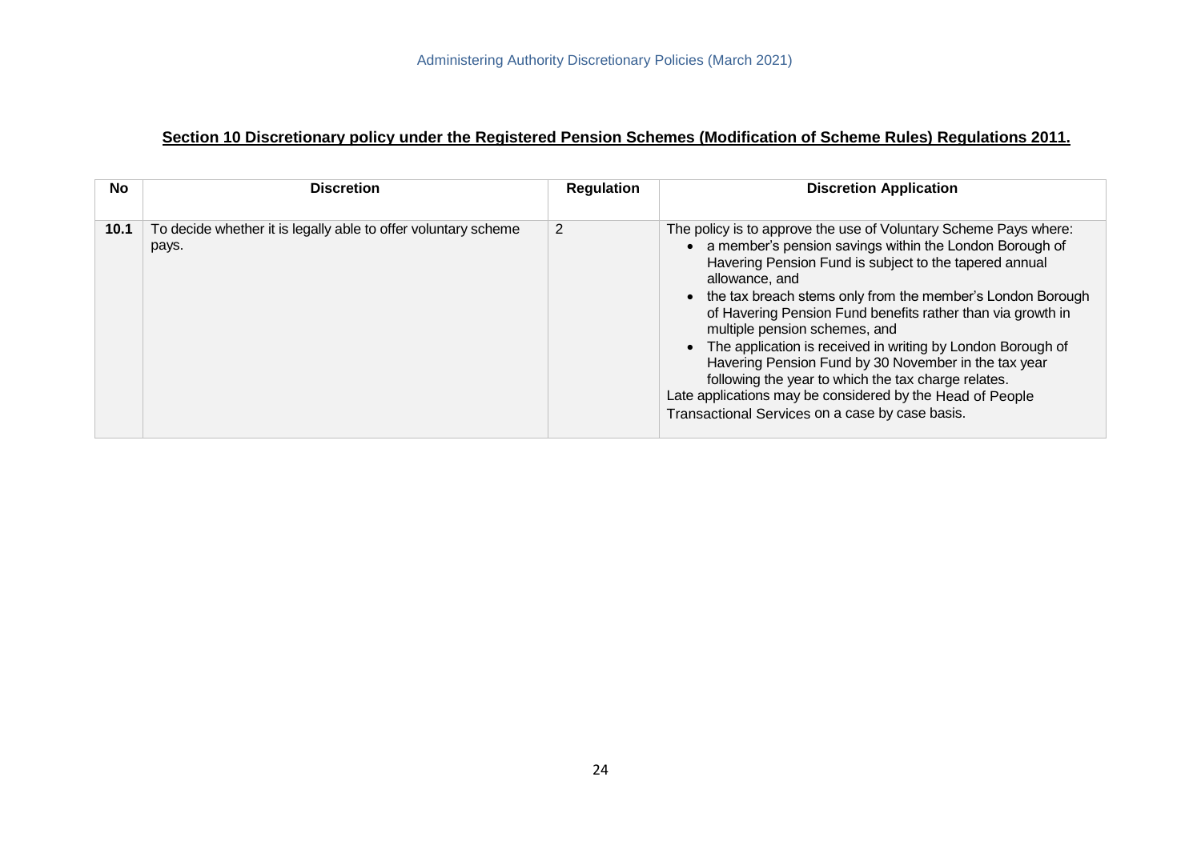## **Section 10 Discretionary policy under the Registered Pension Schemes (Modification of Scheme Rules) Regulations 2011.**

| No | Discretion | Regulation | Discretion Application |
|---|---|---|---|
| **10.1** | To decide whether it is legally able to offer voluntary scheme pays. | 2 | The policy is to approve the use of Voluntary Scheme Pays where:<br>• a member's pension savings within the London Borough of Havering Pension Fund is subject to the tapered annual allowance, and<br>• the tax breach stems only from the member's London Borough of Havering Pension Fund benefits rather than via growth in multiple pension schemes, and<br>• The application is received in writing by London Borough of Havering Pension Fund by 30 November in the tax year following the year to which the tax charge relates.<br>Late applications may be considered by the Head of People Transactional Services on a case by case basis. |